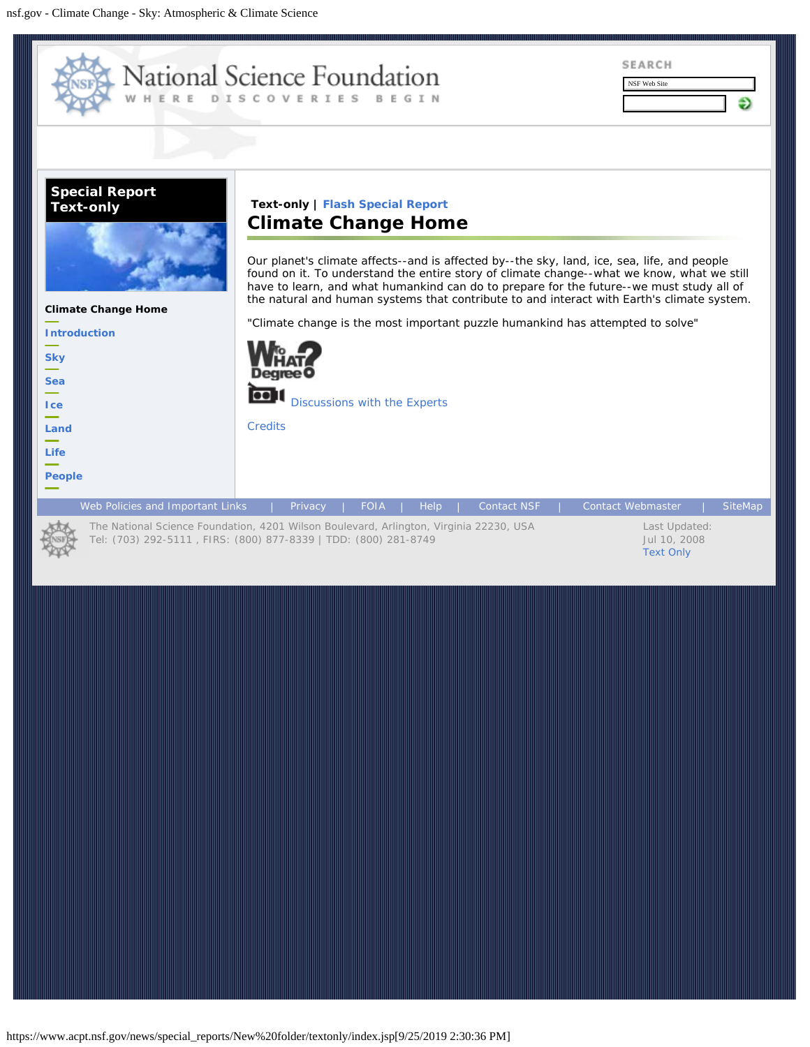# National Science Foundation

WHERE DISCOVERIES BEGIN

SEARCH

NSF Web Site

**Special Report Text-only**

**Climate Change Home**

- Introduction
- Sky
- Sea
- Ice
- Land
- Life
- People

**Text-only** | Flash Special Report

## Climate Change Home

Our planet's climate affects--and is affected by--the sky, land, ice, sea, life, and people found on it. To understand the entire story of climate change--what we know, what we still have to learn, and what humankind can do to prepare for the future--we must study all of the natural and human systems that contribute to and interact with Earth's climate system.

"Climate change is the most important puzzle humankind has attempted to solve"

To What Degree?

Discussions with the Experts

Credits

Web Policies and Important Links | Privacy | FOIA | Help | Contact NSF | Contact Webmaster | SiteMap

The National Science Foundation, 4201 Wilson Boulevard, Arlington, Virginia 22230, USA
Tel: (703) 292-5111 , FIRS: (800) 877-8339 | TDD: (800) 281-8749

Last Updated:
Jul 10, 2008
Text Only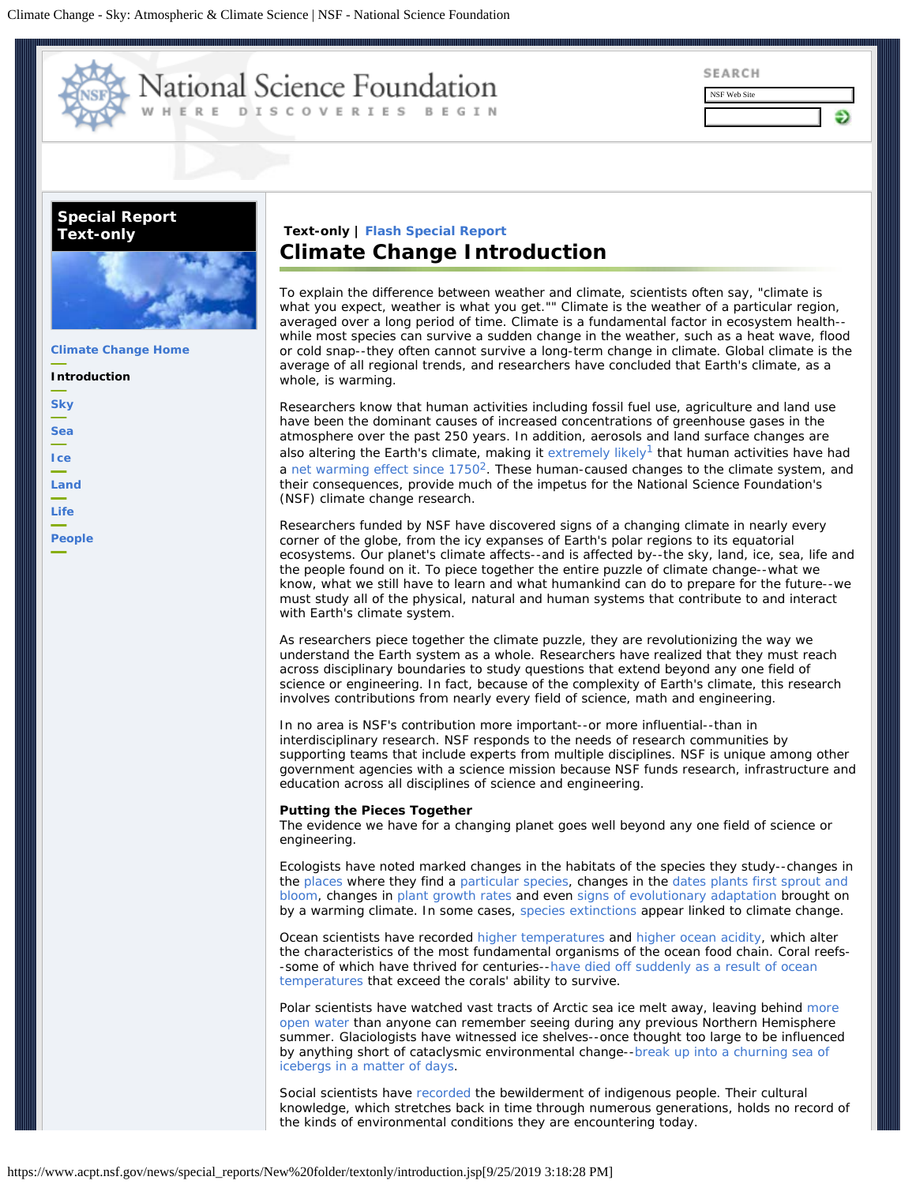Climate Change - Sky: Atmospheric & Climate Science | NSF - National Science Foundation

National Science Foundation
WHERE DISCOVERIES BEGIN

SEARCH

NSF Web Site

**Special Report Text-only**

Climate Change Home

**Introduction**

Sky

Sea

Ice

Land

Life

People

**Text-only** | Flash Special Report

# Climate Change Introduction

To explain the difference between weather and climate, scientists often say, "climate is what you expect, weather is what you get."" Climate is the weather of a particular region, averaged over a long period of time. Climate is a fundamental factor in ecosystem health--while most species can survive a sudden change in the weather, such as a heat wave, flood or cold snap--they often cannot survive a long-term change in climate. Global climate is the average of all regional trends, and researchers have concluded that Earth's climate, as a whole, is warming.

Researchers know that human activities including fossil fuel use, agriculture and land use have been the dominant causes of increased concentrations of greenhouse gases in the atmosphere over the past 250 years. In addition, aerosols and land surface changes are also altering the Earth's climate, making it extremely likely[1] that human activities have had a net warming effect since 1750[2]. These human-caused changes to the climate system, and their consequences, provide much of the impetus for the National Science Foundation's (NSF) climate change research.

Researchers funded by NSF have discovered signs of a changing climate in nearly every corner of the globe, from the icy expanses of Earth's polar regions to its equatorial ecosystems. Our planet's climate affects--and is affected by--the sky, land, ice, sea, life and the people found on it. To piece together the entire puzzle of climate change--what we know, what we still have to learn and what humankind can do to prepare for the future--we must study all of the physical, natural and human systems that contribute to and interact with Earth's climate system.

As researchers piece together the climate puzzle, they are revolutionizing the way we understand the Earth system as a whole. Researchers have realized that they must reach across disciplinary boundaries to study questions that extend beyond any one field of science or engineering. In fact, because of the complexity of Earth's climate, this research involves contributions from nearly every field of science, math and engineering.

In no area is NSF's contribution more important--or more influential--than in interdisciplinary research. NSF responds to the needs of research communities by supporting teams that include experts from multiple disciplines. NSF is unique among other government agencies with a science mission because NSF funds research, infrastructure and education across all disciplines of science and engineering.

**Putting the Pieces Together**
The evidence we have for a changing planet goes well beyond any one field of science or engineering.

Ecologists have noted marked changes in the habitats of the species they study--changes in the places where they find a particular species, changes in the dates plants first sprout and bloom, changes in plant growth rates and even signs of evolutionary adaptation brought on by a warming climate. In some cases, species extinctions appear linked to climate change.

Ocean scientists have recorded higher temperatures and higher ocean acidity, which alter the characteristics of the most fundamental organisms of the ocean food chain. Coral reefs--some of which have thrived for centuries--have died off suddenly as a result of ocean temperatures that exceed the corals' ability to survive.

Polar scientists have watched vast tracts of Arctic sea ice melt away, leaving behind more open water than anyone can remember seeing during any previous Northern Hemisphere summer. Glaciologists have witnessed ice shelves--once thought too large to be influenced by anything short of cataclysmic environmental change--break up into a churning sea of icebergs in a matter of days.

Social scientists have recorded the bewilderment of indigenous people. Their cultural knowledge, which stretches back in time through numerous generations, holds no record of the kinds of environmental conditions they are encountering today.

https://www.acpt.nsf.gov/news/special_reports/New%20folder/textonly/introduction.jsp[9/25/2019 3:18:28 PM]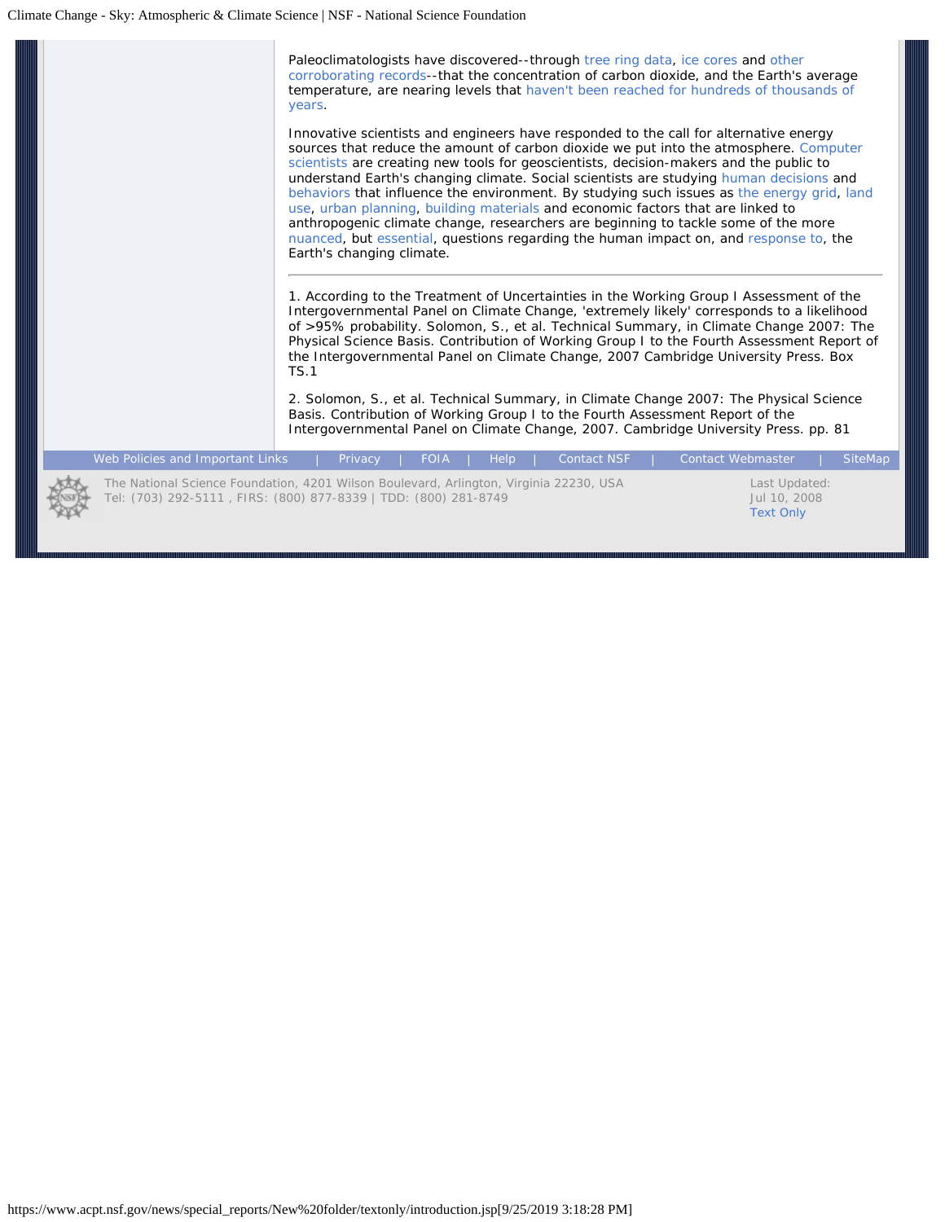Paleoclimatologists have discovered--through tree ring data, ice cores and other corroborating records--that the concentration of carbon dioxide, and the Earth's average temperature, are nearing levels that haven't been reached for hundreds of thousands of years.

Innovative scientists and engineers have responded to the call for alternative energy sources that reduce the amount of carbon dioxide we put into the atmosphere. Computer scientists are creating new tools for geoscientists, decision-makers and the public to understand Earth's changing climate. Social scientists are studying human decisions and behaviors that influence the environment. By studying such issues as the energy grid, land use, urban planning, building materials and economic factors that are linked to anthropogenic climate change, researchers are beginning to tackle some of the more nuanced, but essential, questions regarding the human impact on, and response to, the Earth's changing climate.

---

1. According to the Treatment of Uncertainties in the Working Group I Assessment of the Intergovernmental Panel on Climate Change, 'extremely likely' corresponds to a likelihood of >95% probability. Solomon, S., et al. Technical Summary, in Climate Change 2007: The Physical Science Basis. Contribution of Working Group I to the Fourth Assessment Report of the Intergovernmental Panel on Climate Change, 2007 Cambridge University Press. Box TS.1

2. Solomon, S., et al. Technical Summary, in Climate Change 2007: The Physical Science Basis. Contribution of Working Group I to the Fourth Assessment Report of the Intergovernmental Panel on Climate Change, 2007. Cambridge University Press. pp. 81

Web Policies and Important Links | Privacy | FOIA | Help | Contact NSF | Contact Webmaster | SiteMap

The National Science Foundation, 4201 Wilson Boulevard, Arlington, Virginia 22230, USA
Tel: (703) 292-5111 , FIRS: (800) 877-8339 | TDD: (800) 281-8749

Last Updated:
Jul 10, 2008
Text Only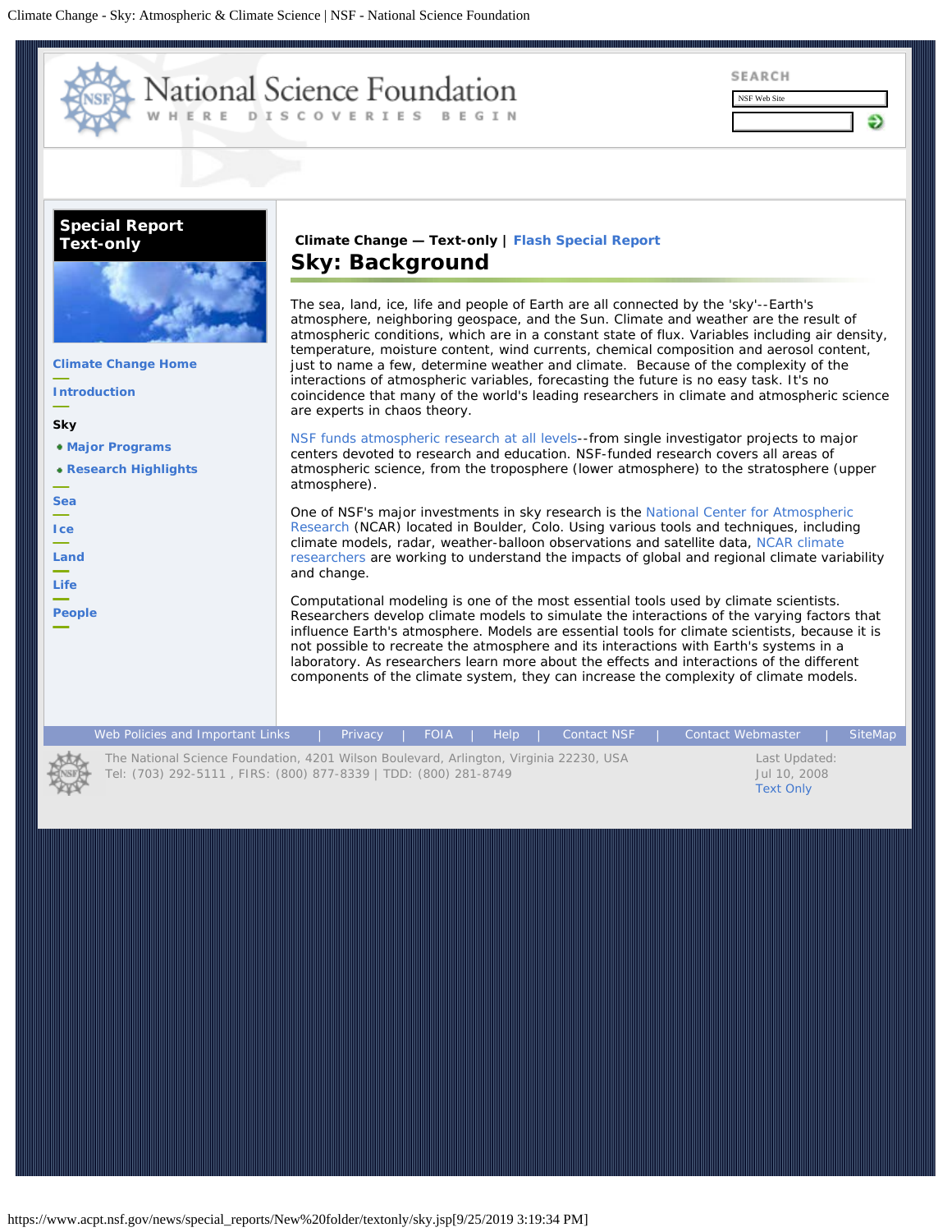# National Science Foundation

WHERE DISCOVERIES BEGIN

SEARCH

NSF Web Site

**Special Report Text-only**

**Climate Change Home**

**Introduction**

**Sky**

- **Major Programs**
- **Research Highlights**

**Sea**

**Ice**

**Land**

**Life**

**People**

**Climate Change — Text-only** | **Flash Special Report**

## Sky: Background

The sea, land, ice, life and people of Earth are all connected by the 'sky'--Earth's atmosphere, neighboring geospace, and the Sun. Climate and weather are the result of atmospheric conditions, which are in a constant state of flux. Variables including air density, temperature, moisture content, wind currents, chemical composition and aerosol content, just to name a few, determine weather and climate. Because of the complexity of the interactions of atmospheric variables, forecasting the future is no easy task. It's no coincidence that many of the world's leading researchers in climate and atmospheric science are experts in chaos theory.

NSF funds atmospheric research at all levels--from single investigator projects to major centers devoted to research and education. NSF-funded research covers all areas of atmospheric science, from the troposphere (lower atmosphere) to the stratosphere (upper atmosphere).

One of NSF's major investments in sky research is the National Center for Atmospheric Research (NCAR) located in Boulder, Colo. Using various tools and techniques, including climate models, radar, weather-balloon observations and satellite data, NCAR climate researchers are working to understand the impacts of global and regional climate variability and change.

Computational modeling is one of the most essential tools used by climate scientists. Researchers develop climate models to simulate the interactions of the varying factors that influence Earth's atmosphere. Models are essential tools for climate scientists, because it is not possible to recreate the atmosphere and its interactions with Earth's systems in a laboratory. As researchers learn more about the effects and interactions of the different components of the climate system, they can increase the complexity of climate models.

Web Policies and Important Links | Privacy | FOIA | Help | Contact NSF | Contact Webmaster | SiteMap

The National Science Foundation, 4201 Wilson Boulevard, Arlington, Virginia 22230, USA
Tel: (703) 292-5111 , FIRS: (800) 877-8339 | TDD: (800) 281-8749

Last Updated:
Jul 10, 2008
Text Only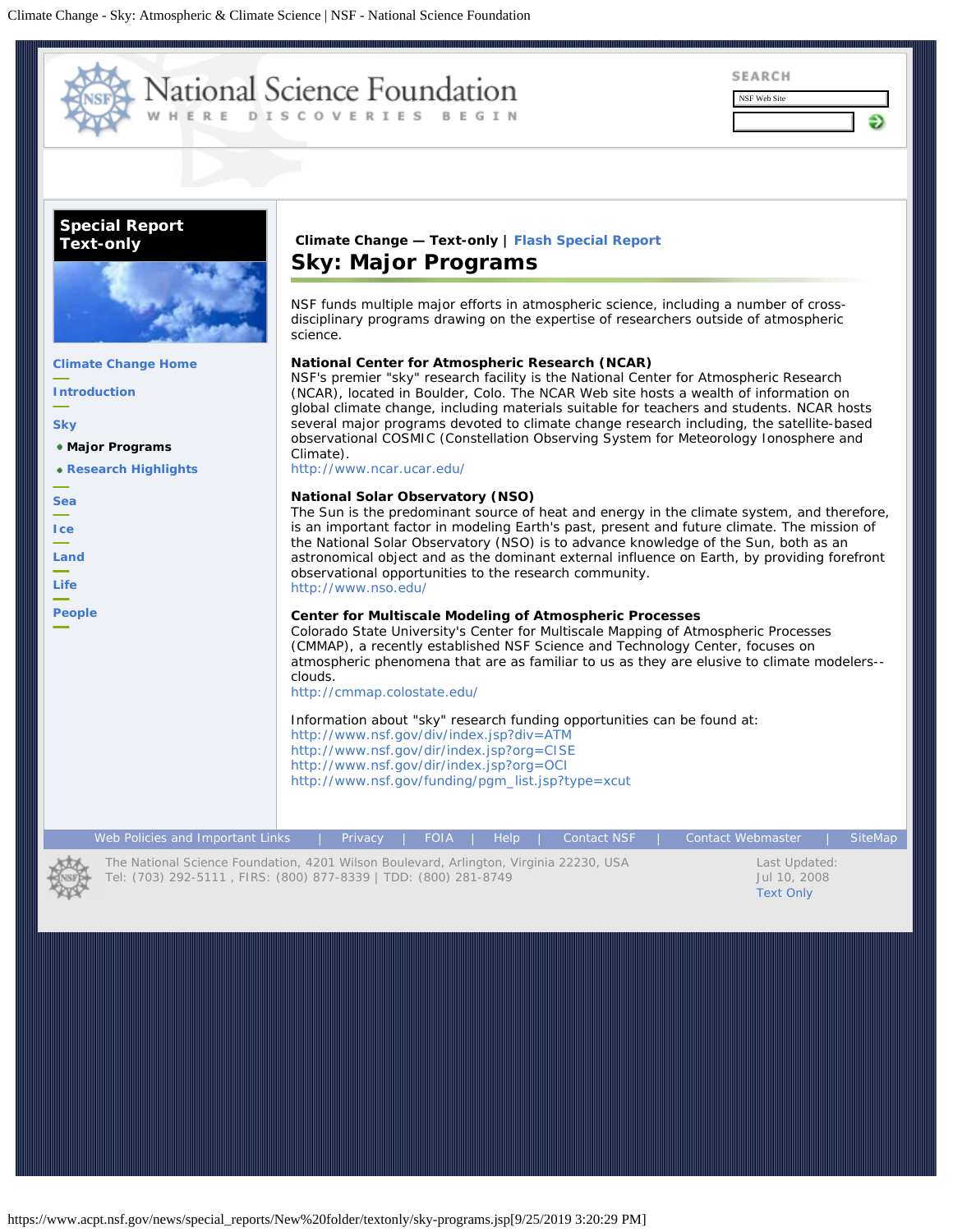National Science Foundation
WHERE DISCOVERIES BEGIN

SEARCH

NSF Web Site

**Special Report Text-only**

- Climate Change Home
- Introduction
- Sky
  - **Major Programs**
  - Research Highlights
- Sea
- Ice
- Land
- Life
- People

**Climate Change — Text-only** | Flash Special Report

# Sky: Major Programs

NSF funds multiple major efforts in atmospheric science, including a number of cross-disciplinary programs drawing on the expertise of researchers outside of atmospheric science.

**National Center for Atmospheric Research (NCAR)**
NSF's premier "sky" research facility is the National Center for Atmospheric Research (NCAR), located in Boulder, Colo. The NCAR Web site hosts a wealth of information on global climate change, including materials suitable for teachers and students. NCAR hosts several major programs devoted to climate change research including, the satellite-based observational COSMIC (Constellation Observing System for Meteorology Ionosphere and Climate).
http://www.ncar.ucar.edu/

**National Solar Observatory (NSO)**
The Sun is the predominant source of heat and energy in the climate system, and therefore, is an important factor in modeling Earth's past, present and future climate. The mission of the National Solar Observatory (NSO) is to advance knowledge of the Sun, both as an astronomical object and as the dominant external influence on Earth, by providing forefront observational opportunities to the research community.
http://www.nso.edu/

**Center for Multiscale Modeling of Atmospheric Processes**
Colorado State University's Center for Multiscale Mapping of Atmospheric Processes (CMMAP), a recently established NSF Science and Technology Center, focuses on atmospheric phenomena that are as familiar to us as they are elusive to climate modelers--clouds.
http://cmmap.colostate.edu/

Information about "sky" research funding opportunities can be found at:
http://www.nsf.gov/div/index.jsp?div=ATM
http://www.nsf.gov/dir/index.jsp?org=CISE
http://www.nsf.gov/dir/index.jsp?org=OCI
http://www.nsf.gov/funding/pgm_list.jsp?type=xcut

Web Policies and Important Links | Privacy | FOIA | Help | Contact NSF | Contact Webmaster | SiteMap

The National Science Foundation, 4201 Wilson Boulevard, Arlington, Virginia 22230, USA
Tel: (703) 292-5111 , FIRS: (800) 877-8339 | TDD: (800) 281-8749

Last Updated:
Jul 10, 2008
Text Only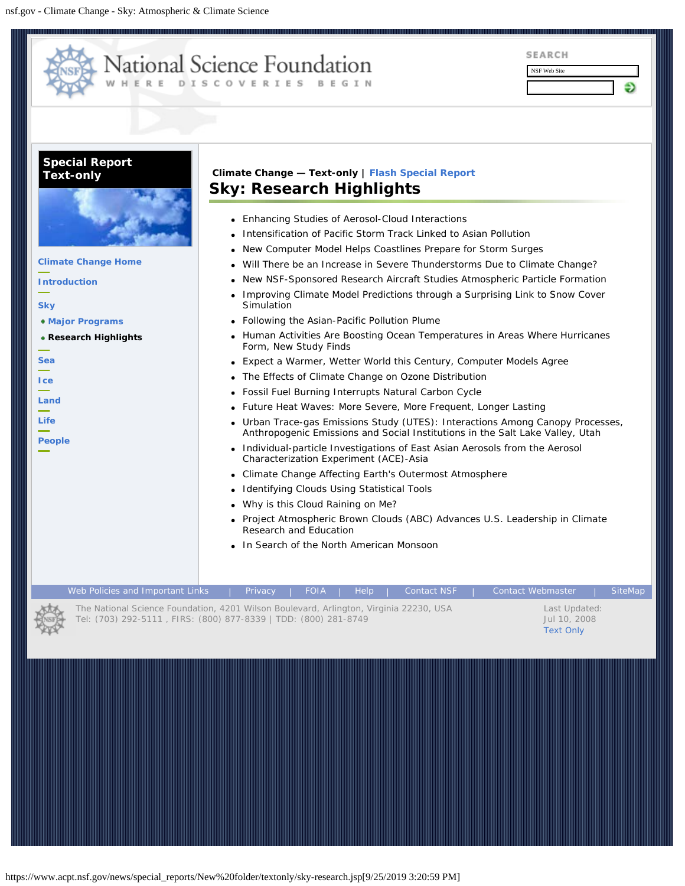# National Science Foundation

WHERE DISCOVERIES BEGIN

SEARCH

NSF Web Site

**Special Report Text-only**

- Climate Change Home
- Introduction
- Sky
  - Major Programs
  - Research Highlights
- Sea
- Ice
- Land
- Life
- People

**Climate Change — Text-only** | Flash Special Report

## Sky: Research Highlights

- Enhancing Studies of Aerosol-Cloud Interactions
- Intensification of Pacific Storm Track Linked to Asian Pollution
- New Computer Model Helps Coastlines Prepare for Storm Surges
- Will There be an Increase in Severe Thunderstorms Due to Climate Change?
- New NSF-Sponsored Research Aircraft Studies Atmospheric Particle Formation
- Improving Climate Model Predictions through a Surprising Link to Snow Cover Simulation
- Following the Asian-Pacific Pollution Plume
- Human Activities Are Boosting Ocean Temperatures in Areas Where Hurricanes Form, New Study Finds
- Expect a Warmer, Wetter World this Century, Computer Models Agree
- The Effects of Climate Change on Ozone Distribution
- Fossil Fuel Burning Interrupts Natural Carbon Cycle
- Future Heat Waves: More Severe, More Frequent, Longer Lasting
- Urban Trace-gas Emissions Study (UTES): Interactions Among Canopy Processes, Anthropogenic Emissions and Social Institutions in the Salt Lake Valley, Utah
- Individual-particle Investigations of East Asian Aerosols from the Aerosol Characterization Experiment (ACE)-Asia
- Climate Change Affecting Earth's Outermost Atmosphere
- Identifying Clouds Using Statistical Tools
- Why is this Cloud Raining on Me?
- Project Atmospheric Brown Clouds (ABC) Advances U.S. Leadership in Climate Research and Education
- In Search of the North American Monsoon

Web Policies and Important Links | Privacy | FOIA | Help | Contact NSF | Contact Webmaster | SiteMap

The National Science Foundation, 4201 Wilson Boulevard, Arlington, Virginia 22230, USA
Tel: (703) 292-5111 , FIRS: (800) 877-8339 | TDD: (800) 281-8749

Last Updated:
Jul 10, 2008
Text Only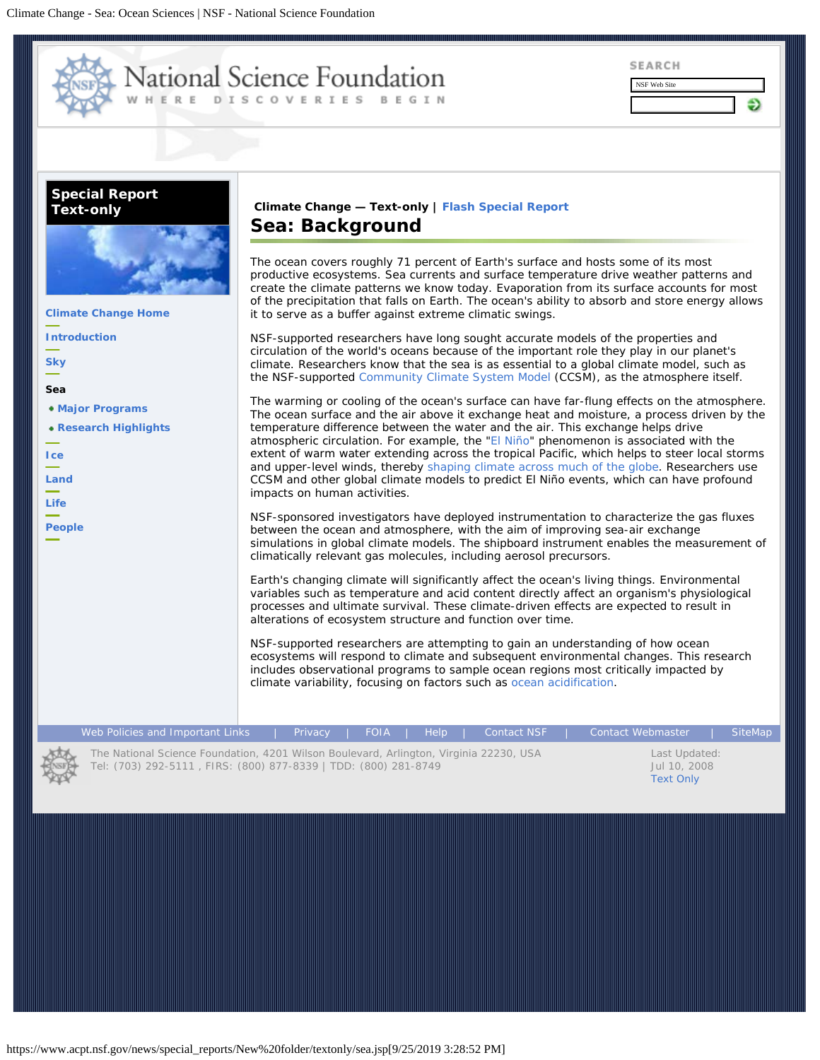# National Science Foundation

WHERE DISCOVERIES BEGIN

SEARCH

NSF Web Site

**Special Report Text-only**

**Climate Change Home**

**Introduction**

**Sky**

**Sea**

- **Major Programs**
- **Research Highlights**

**Ice**

**Land**

**Life**

**People**

**Climate Change — Text-only** | **Flash Special Report**

## Sea: Background

The ocean covers roughly 71 percent of Earth's surface and hosts some of its most productive ecosystems. Sea currents and surface temperature drive weather patterns and create the climate patterns we know today. Evaporation from its surface accounts for most of the precipitation that falls on Earth. The ocean's ability to absorb and store energy allows it to serve as a buffer against extreme climatic swings.

NSF-supported researchers have long sought accurate models of the properties and circulation of the world's oceans because of the important role they play in our planet's climate. Researchers know that the sea is as essential to a global climate model, such as the NSF-supported Community Climate System Model (CCSM), as the atmosphere itself.

The warming or cooling of the ocean's surface can have far-flung effects on the atmosphere. The ocean surface and the air above it exchange heat and moisture, a process driven by the temperature difference between the water and the air. This exchange helps drive atmospheric circulation. For example, the "El Niño" phenomenon is associated with the extent of warm water extending across the tropical Pacific, which helps to steer local storms and upper-level winds, thereby shaping climate across much of the globe. Researchers use CCSM and other global climate models to predict El Niño events, which can have profound impacts on human activities.

NSF-sponsored investigators have deployed instrumentation to characterize the gas fluxes between the ocean and atmosphere, with the aim of improving sea-air exchange simulations in global climate models. The shipboard instrument enables the measurement of climatically relevant gas molecules, including aerosol precursors.

Earth's changing climate will significantly affect the ocean's living things. Environmental variables such as temperature and acid content directly affect an organism's physiological processes and ultimate survival. These climate-driven effects are expected to result in alterations of ecosystem structure and function over time.

NSF-supported researchers are attempting to gain an understanding of how ocean ecosystems will respond to climate and subsequent environmental changes. This research includes observational programs to sample ocean regions most critically impacted by climate variability, focusing on factors such as ocean acidification.

Web Policies and Important Links | Privacy | FOIA | Help | Contact NSF | Contact Webmaster | SiteMap

The National Science Foundation, 4201 Wilson Boulevard, Arlington, Virginia 22230, USA
Tel: (703) 292-5111 , FIRS: (800) 877-8339 | TDD: (800) 281-8749

Last Updated:
Jul 10, 2008
Text Only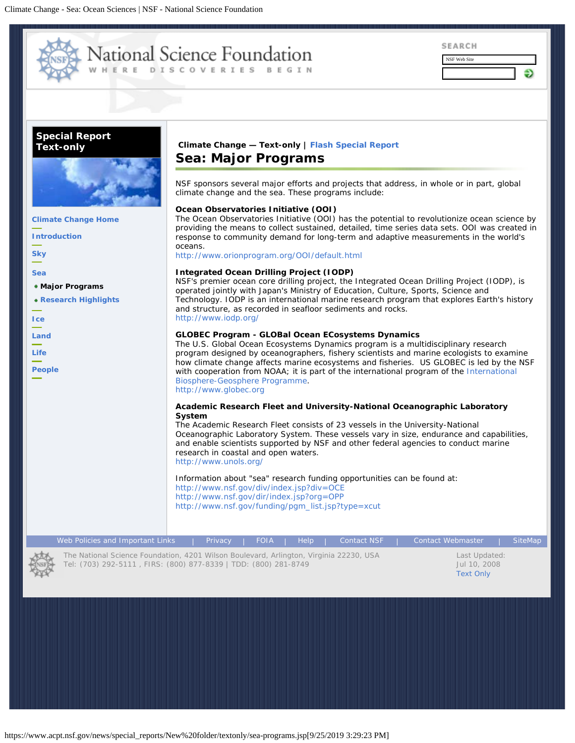National Science Foundation

WHERE DISCOVERIES BEGIN

SEARCH

NSF Web Site

**Special Report Text-only**

- Climate Change Home
- Introduction
- Sky
- Sea
  - **Major Programs**
  - Research Highlights
- Ice
- Land
- Life
- People

**Climate Change — Text-only** | Flash Special Report

# Sea: Major Programs

NSF sponsors several major efforts and projects that address, in whole or in part, global climate change and the sea. These programs include:

**Ocean Observatories Initiative (OOI)**
The Ocean Observatories Initiative (OOI) has the potential to revolutionize ocean science by providing the means to collect sustained, detailed, time series data sets. OOI was created in response to community demand for long-term and adaptive measurements in the world's oceans.
http://www.orionprogram.org/OOI/default.html

**Integrated Ocean Drilling Project (IODP)**
NSF's premier ocean core drilling project, the Integrated Ocean Drilling Project (IODP), is operated jointly with Japan's Ministry of Education, Culture, Sports, Science and Technology. IODP is an international marine research program that explores Earth's history and structure, as recorded in seafloor sediments and rocks.
http://www.iodp.org/

**GLOBEC Program - GLOBal Ocean ECosystems Dynamics**
The U.S. Global Ocean Ecosystems Dynamics program is a multidisciplinary research program designed by oceanographers, fishery scientists and marine ecologists to examine how climate change affects marine ecosystems and fisheries. US GLOBEC is led by the NSF with cooperation from NOAA; it is part of the international program of the International Biosphere-Geosphere Programme.
http://www.globec.org

**Academic Research Fleet and University-National Oceanographic Laboratory System**
The Academic Research Fleet consists of 23 vessels in the University-National Oceanographic Laboratory System. These vessels vary in size, endurance and capabilities, and enable scientists supported by NSF and other federal agencies to conduct marine research in coastal and open waters.
http://www.unols.org/

Information about "sea" research funding opportunities can be found at:
http://www.nsf.gov/div/index.jsp?div=OCE
http://www.nsf.gov/dir/index.jsp?org=OPP
http://www.nsf.gov/funding/pgm_list.jsp?type=xcut

Web Policies and Important Links | Privacy | FOIA | Help | Contact NSF | Contact Webmaster | SiteMap

The National Science Foundation, 4201 Wilson Boulevard, Arlington, Virginia 22230, USA
Tel: (703) 292-5111 , FIRS: (800) 877-8339 | TDD: (800) 281-8749

Last Updated:
Jul 10, 2008
Text Only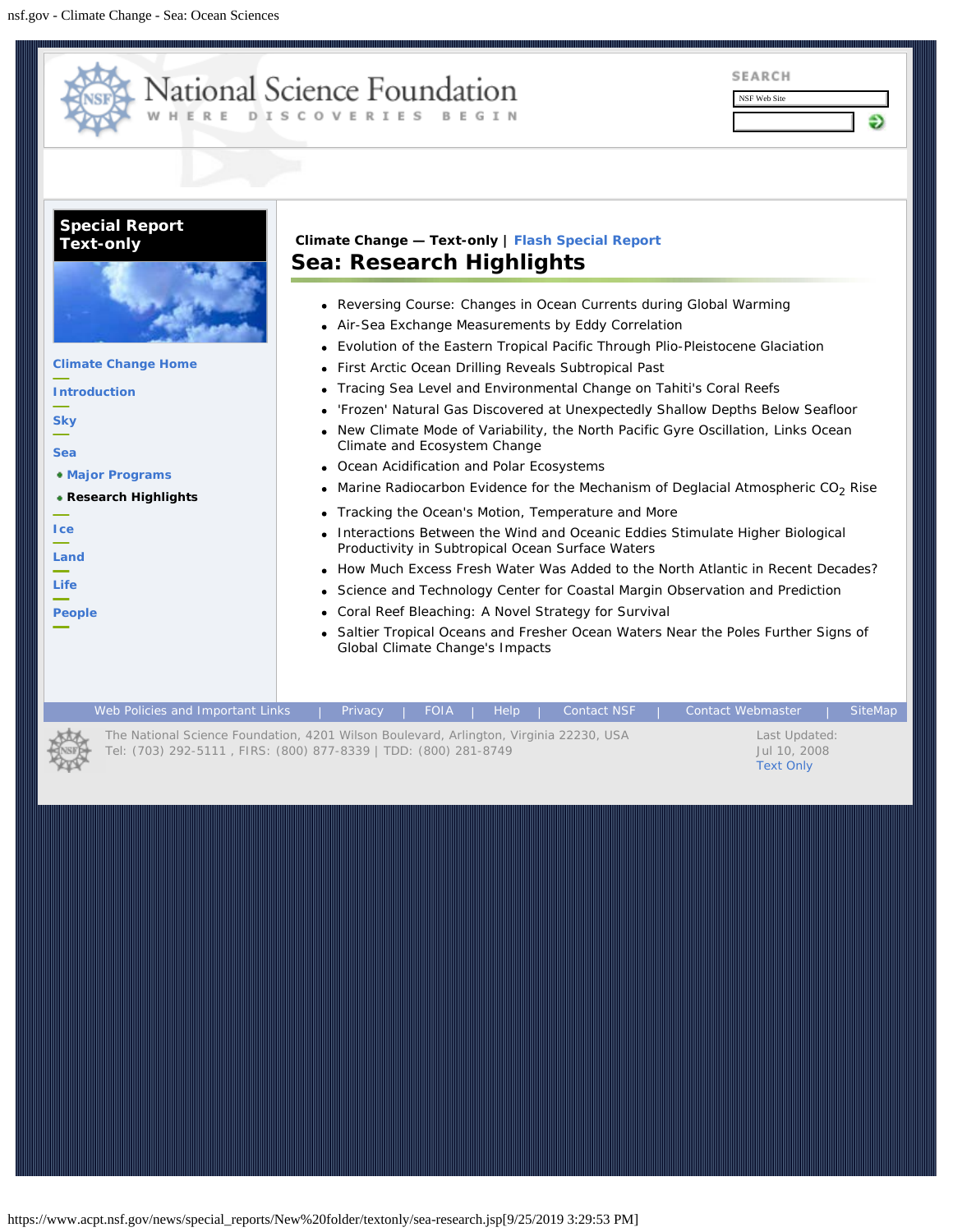National Science Foundation

WHERE DISCOVERIES BEGIN

SEARCH

NSF Web Site

**Special Report Text-only**

**Climate Change Home**

**Introduction**

**Sky**

**Sea**

- **Major Programs**
- **Research Highlights**

**Ice**

**Land**

**Life**

**People**

**Climate Change — Text-only** | **Flash Special Report**

# Sea: Research Highlights

- Reversing Course: Changes in Ocean Currents during Global Warming
- Air-Sea Exchange Measurements by Eddy Correlation
- Evolution of the Eastern Tropical Pacific Through Plio-Pleistocene Glaciation
- First Arctic Ocean Drilling Reveals Subtropical Past
- Tracing Sea Level and Environmental Change on Tahiti's Coral Reefs
- 'Frozen' Natural Gas Discovered at Unexpectedly Shallow Depths Below Seafloor
- New Climate Mode of Variability, the North Pacific Gyre Oscillation, Links Ocean Climate and Ecosystem Change
- Ocean Acidification and Polar Ecosystems
- Marine Radiocarbon Evidence for the Mechanism of Deglacial Atmospheric $CO_2$ Rise
- Tracking the Ocean's Motion, Temperature and More
- Interactions Between the Wind and Oceanic Eddies Stimulate Higher Biological Productivity in Subtropical Ocean Surface Waters
- How Much Excess Fresh Water Was Added to the North Atlantic in Recent Decades?
- Science and Technology Center for Coastal Margin Observation and Prediction
- Coral Reef Bleaching: A Novel Strategy for Survival
- Saltier Tropical Oceans and Fresher Ocean Waters Near the Poles Further Signs of Global Climate Change's Impacts

Web Policies and Important Links | Privacy | FOIA | Help | Contact NSF | Contact Webmaster | SiteMap

The National Science Foundation, 4201 Wilson Boulevard, Arlington, Virginia 22230, USA
Tel: (703) 292-5111 , FIRS: (800) 877-8339 | TDD: (800) 281-8749

Last Updated:
Jul 10, 2008
Text Only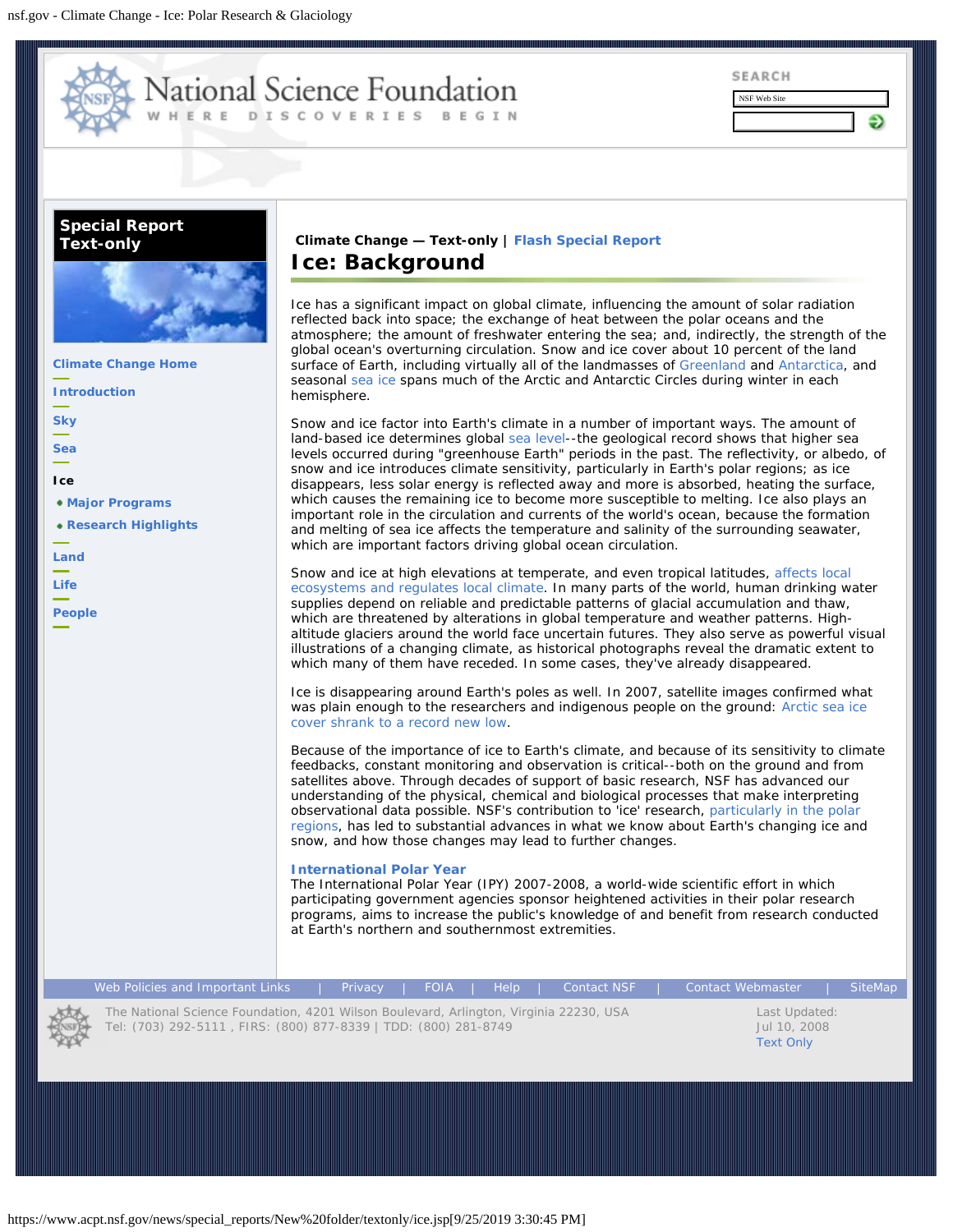Climate Change — Text-only | Flash Special Report

# Ice: Background

Ice has a significant impact on global climate, influencing the amount of solar radiation reflected back into space; the exchange of heat between the polar oceans and the atmosphere; the amount of freshwater entering the sea; and, indirectly, the strength of the global ocean's overturning circulation. Snow and ice cover about 10 percent of the land surface of Earth, including virtually all of the landmasses of Greenland and Antarctica, and seasonal sea ice spans much of the Arctic and Antarctic Circles during winter in each hemisphere.

Snow and ice factor into Earth's climate in a number of important ways. The amount of land-based ice determines global sea level--the geological record shows that higher sea levels occurred during "greenhouse Earth" periods in the past. The reflectivity, or albedo, of snow and ice introduces climate sensitivity, particularly in Earth's polar regions; as ice disappears, less solar energy is reflected away and more is absorbed, heating the surface, which causes the remaining ice to become more susceptible to melting. Ice also plays an important role in the circulation and currents of the world's ocean, because the formation and melting of sea ice affects the temperature and salinity of the surrounding seawater, which are important factors driving global ocean circulation.

Snow and ice at high elevations at temperate, and even tropical latitudes, affects local ecosystems and regulates local climate. In many parts of the world, human drinking water supplies depend on reliable and predictable patterns of glacial accumulation and thaw, which are threatened by alterations in global temperature and weather patterns. High-altitude glaciers around the world face uncertain futures. They also serve as powerful visual illustrations of a changing climate, as historical photographs reveal the dramatic extent to which many of them have receded. In some cases, they've already disappeared.

Ice is disappearing around Earth's poles as well. In 2007, satellite images confirmed what was plain enough to the researchers and indigenous people on the ground: Arctic sea ice cover shrank to a record new low.

Because of the importance of ice to Earth's climate, and because of its sensitivity to climate feedbacks, constant monitoring and observation is critical--both on the ground and from satellites above. Through decades of support of basic research, NSF has advanced our understanding of the physical, chemical and biological processes that make interpreting observational data possible. NSF's contribution to 'ice' research, particularly in the polar regions, has led to substantial advances in what we know about Earth's changing ice and snow, and how those changes may lead to further changes.

**International Polar Year**
The International Polar Year (IPY) 2007-2008, a world-wide scientific effort in which participating government agencies sponsor heightened activities in their polar research programs, aims to increase the public's knowledge of and benefit from research conducted at Earth's northern and southernmost extremities.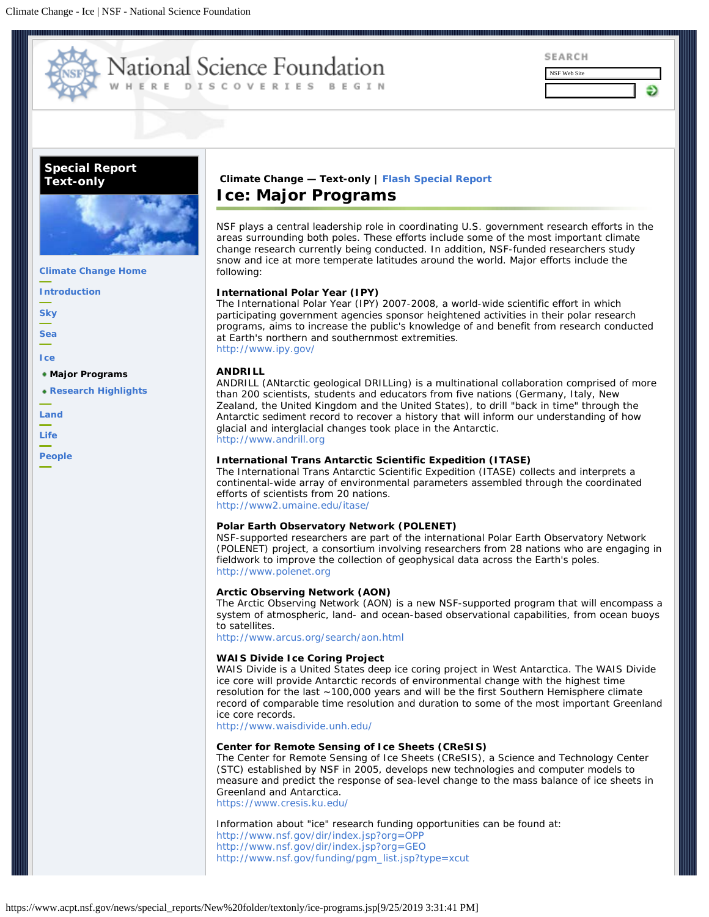# National Science Foundation

WHERE DISCOVERIES BEGIN

SEARCH

NSF Web Site

**Special Report Text-only**

- Climate Change Home
- Introduction
- Sky
- Sea
- Ice
  - **Major Programs**
  - Research Highlights
- Land
- Life
- People

**Climate Change — Text-only** | Flash Special Report

## Ice: Major Programs

NSF plays a central leadership role in coordinating U.S. government research efforts in the areas surrounding both poles. These efforts include some of the most important climate change research currently being conducted. In addition, NSF-funded researchers study snow and ice at more temperate latitudes around the world. Major efforts include the following:

**International Polar Year (IPY)**
The International Polar Year (IPY) 2007-2008, a world-wide scientific effort in which participating government agencies sponsor heightened activities in their polar research programs, aims to increase the public's knowledge of and benefit from research conducted at Earth's northern and southernmost extremities.
http://www.ipy.gov/

**ANDRILL**
ANDRILL (ANtarctic geological DRILLing) is a multinational collaboration comprised of more than 200 scientists, students and educators from five nations (Germany, Italy, New Zealand, the United Kingdom and the United States), to drill "back in time" through the Antarctic sediment record to recover a history that will inform our understanding of how glacial and interglacial changes took place in the Antarctic.
http://www.andrill.org

**International Trans Antarctic Scientific Expedition (ITASE)**
The International Trans Antarctic Scientific Expedition (ITASE) collects and interprets a continental-wide array of environmental parameters assembled through the coordinated efforts of scientists from 20 nations.
http://www2.umaine.edu/itase/

**Polar Earth Observatory Network (POLENET)**
NSF-supported researchers are part of the international Polar Earth Observatory Network (POLENET) project, a consortium involving researchers from 28 nations who are engaging in fieldwork to improve the collection of geophysical data across the Earth's poles.
http://www.polenet.org

**Arctic Observing Network (AON)**
The Arctic Observing Network (AON) is a new NSF-supported program that will encompass a system of atmospheric, land- and ocean-based observational capabilities, from ocean buoys to satellites.
http://www.arcus.org/search/aon.html

**WAIS Divide Ice Coring Project**
WAIS Divide is a United States deep ice coring project in West Antarctica. The WAIS Divide ice core will provide Antarctic records of environmental change with the highest time resolution for the last ~100,000 years and will be the first Southern Hemisphere climate record of comparable time resolution and duration to some of the most important Greenland ice core records.
http://www.waisdivide.unh.edu/

**Center for Remote Sensing of Ice Sheets (CReSIS)**
The Center for Remote Sensing of Ice Sheets (CReSIS), a Science and Technology Center (STC) established by NSF in 2005, develops new technologies and computer models to measure and predict the response of sea-level change to the mass balance of ice sheets in Greenland and Antarctica.
https://www.cresis.ku.edu/

Information about "ice" research funding opportunities can be found at:
http://www.nsf.gov/dir/index.jsp?org=OPP
http://www.nsf.gov/dir/index.jsp?org=GEO
http://www.nsf.gov/funding/pgm_list.jsp?type=xcut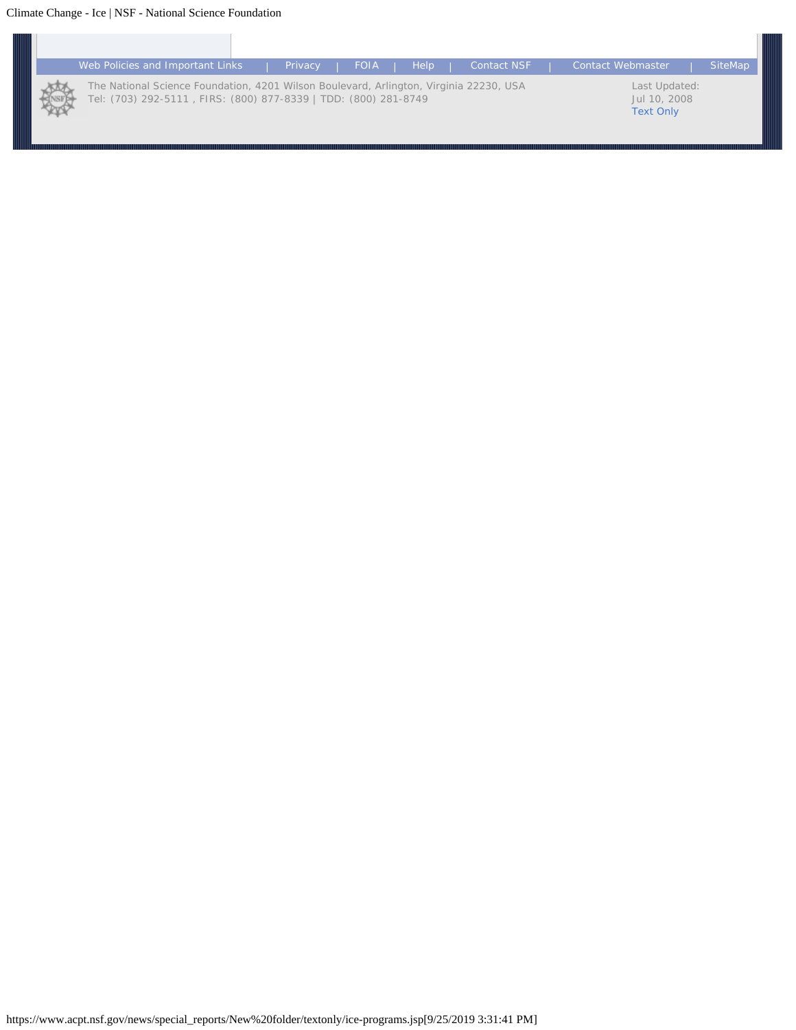Web Policies and Important Links | Privacy | FOIA | Help | Contact NSF | Contact Webmaster | SiteMap

The National Science Foundation, 4201 Wilson Boulevard, Arlington, Virginia 22230, USA
Tel: (703) 292-5111 , FIRS: (800) 877-8339 | TDD: (800) 281-8749

Last Updated:
Jul 10, 2008
Text Only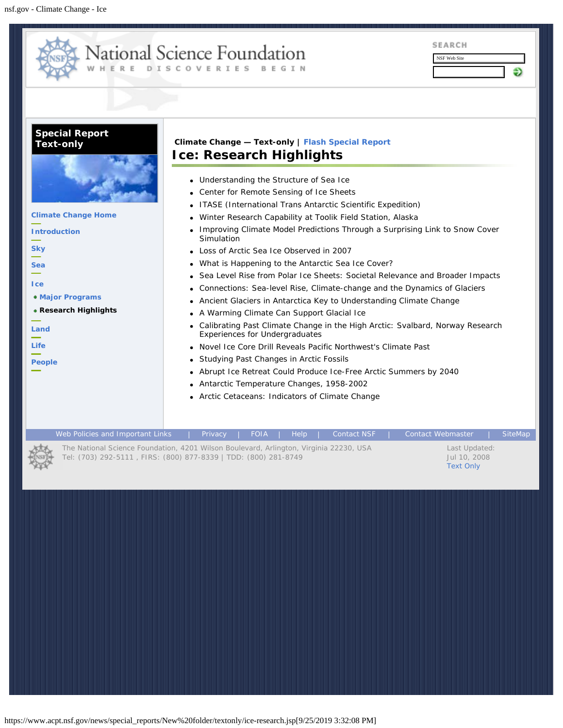# National Science Foundation

WHERE DISCOVERIES BEGIN

SEARCH

NSF Web Site

**Special Report Text-only**

- Climate Change Home
- Introduction
- Sky
- Sea
- Ice
  - Major Programs
  - **Research Highlights**
- Land
- Life
- People

**Climate Change — Text-only |** Flash Special Report

## Ice: Research Highlights

- Understanding the Structure of Sea Ice
- Center for Remote Sensing of Ice Sheets
- ITASE (International Trans Antarctic Scientific Expedition)
- Winter Research Capability at Toolik Field Station, Alaska
- Improving Climate Model Predictions Through a Surprising Link to Snow Cover Simulation
- Loss of Arctic Sea Ice Observed in 2007
- What is Happening to the Antarctic Sea Ice Cover?
- Sea Level Rise from Polar Ice Sheets: Societal Relevance and Broader Impacts
- Connections: Sea-level Rise, Climate-change and the Dynamics of Glaciers
- Ancient Glaciers in Antarctica Key to Understanding Climate Change
- A Warming Climate Can Support Glacial Ice
- Calibrating Past Climate Change in the High Arctic: Svalbard, Norway Research Experiences for Undergraduates
- Novel Ice Core Drill Reveals Pacific Northwest's Climate Past
- Studying Past Changes in Arctic Fossils
- Abrupt Ice Retreat Could Produce Ice-Free Arctic Summers by 2040
- Antarctic Temperature Changes, 1958-2002
- Arctic Cetaceans: Indicators of Climate Change

Web Policies and Important Links | Privacy | FOIA | Help | Contact NSF | Contact Webmaster | SiteMap

The National Science Foundation, 4201 Wilson Boulevard, Arlington, Virginia 22230, USA
Tel: (703) 292-5111 , FIRS: (800) 877-8339 | TDD: (800) 281-8749

Last Updated:
Jul 10, 2008
Text Only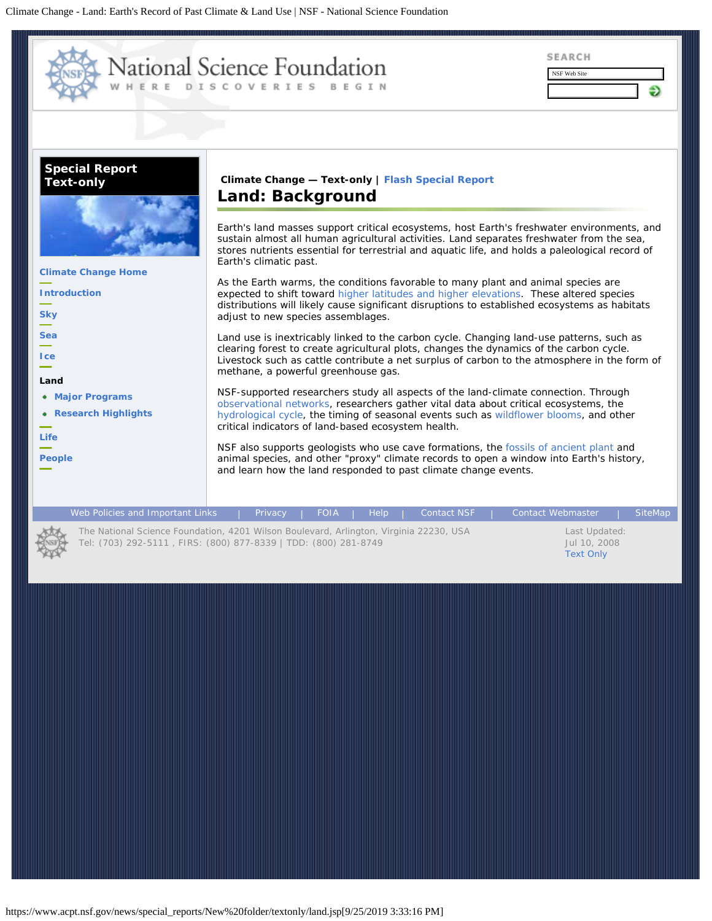Climate Change — Text-only | Flash Special Report

# Land: Background

Earth's land masses support critical ecosystems, host Earth's freshwater environments, and sustain almost all human agricultural activities. Land separates freshwater from the sea, stores nutrients essential for terrestrial and aquatic life, and holds a paleological record of Earth's climatic past.

As the Earth warms, the conditions favorable to many plant and animal species are expected to shift toward higher latitudes and higher elevations. These altered species distributions will likely cause significant disruptions to established ecosystems as habitats adjust to new species assemblages.

Land use is inextricably linked to the carbon cycle. Changing land-use patterns, such as clearing forest to create agricultural plots, changes the dynamics of the carbon cycle. Livestock such as cattle contribute a net surplus of carbon to the atmosphere in the form of methane, a powerful greenhouse gas.

NSF-supported researchers study all aspects of the land-climate connection. Through observational networks, researchers gather vital data about critical ecosystems, the hydrological cycle, the timing of seasonal events such as wildflower blooms, and other critical indicators of land-based ecosystem health.

NSF also supports geologists who use cave formations, the fossils of ancient plant and animal species, and other "proxy" climate records to open a window into Earth's history, and learn how the land responded to past climate change events.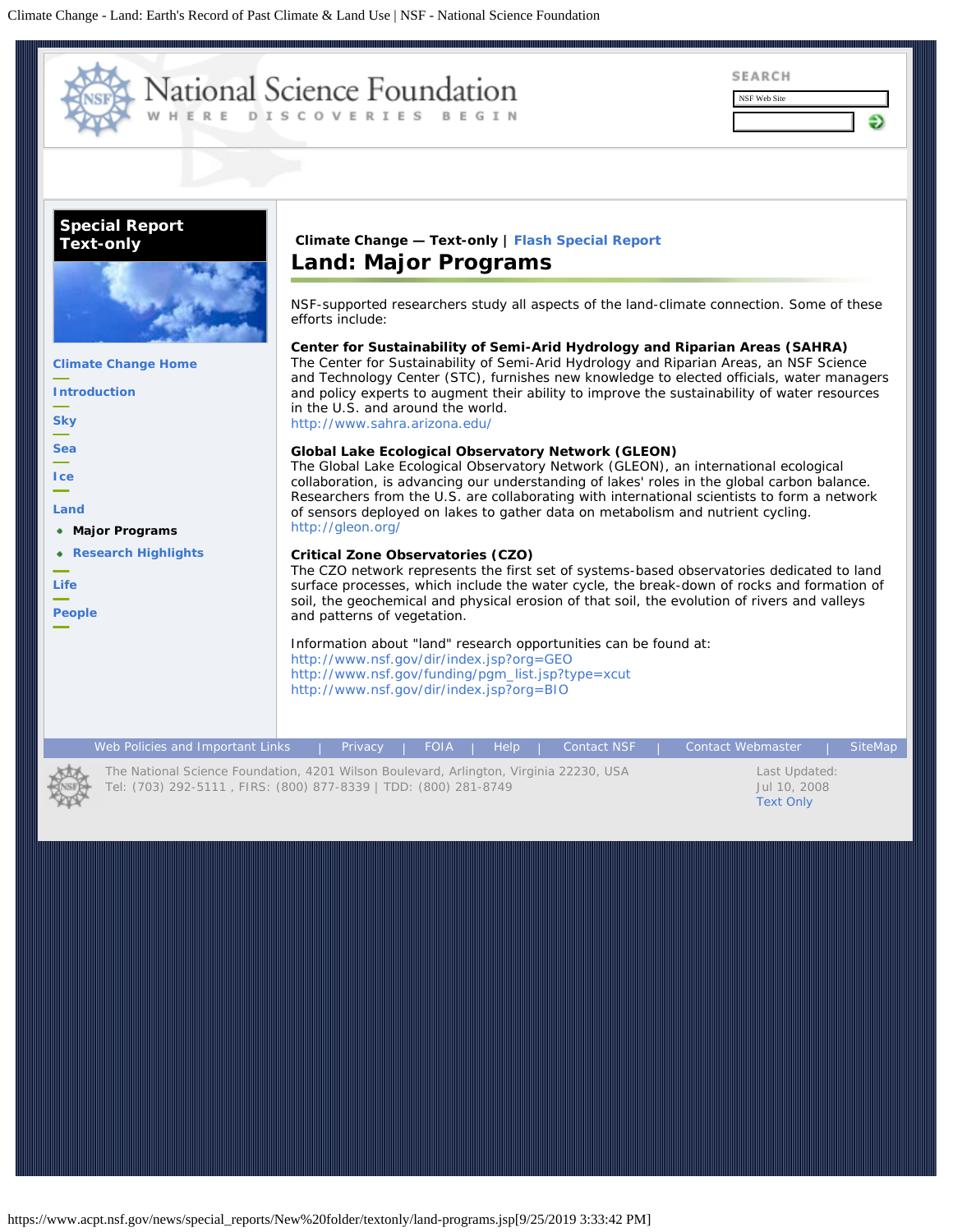# National Science Foundation

WHERE DISCOVERIES BEGIN

SEARCH

NSF Web Site

**Special Report Text-only**

- Climate Change Home
- Introduction
- Sky
- Sea
- Ice
- Land
  - **Major Programs**
  - Research Highlights
- Life
- People

**Climate Change — Text-only |** Flash Special Report

## Land: Major Programs

NSF-supported researchers study all aspects of the land-climate connection. Some of these efforts include:

**Center for Sustainability of Semi-Arid Hydrology and Riparian Areas (SAHRA)**
The Center for Sustainability of Semi-Arid Hydrology and Riparian Areas, an NSF Science and Technology Center (STC), furnishes new knowledge to elected officials, water managers and policy experts to augment their ability to improve the sustainability of water resources in the U.S. and around the world.
http://www.sahra.arizona.edu/

**Global Lake Ecological Observatory Network (GLEON)**
The Global Lake Ecological Observatory Network (GLEON), an international ecological collaboration, is advancing our understanding of lakes' roles in the global carbon balance. Researchers from the U.S. are collaborating with international scientists to form a network of sensors deployed on lakes to gather data on metabolism and nutrient cycling.
http://gleon.org/

**Critical Zone Observatories (CZO)**
The CZO network represents the first set of systems-based observatories dedicated to land surface processes, which include the water cycle, the break-down of rocks and formation of soil, the geochemical and physical erosion of that soil, the evolution of rivers and valleys and patterns of vegetation.

Information about "land" research opportunities can be found at:
http://www.nsf.gov/dir/index.jsp?org=GEO
http://www.nsf.gov/funding/pgm_list.jsp?type=xcut
http://www.nsf.gov/dir/index.jsp?org=BIO

Web Policies and Important Links | Privacy | FOIA | Help | Contact NSF | Contact Webmaster | SiteMap

The National Science Foundation, 4201 Wilson Boulevard, Arlington, Virginia 22230, USA
Tel: (703) 292-5111 , FIRS: (800) 877-8339 | TDD: (800) 281-8749

Last Updated:
Jul 10, 2008
Text Only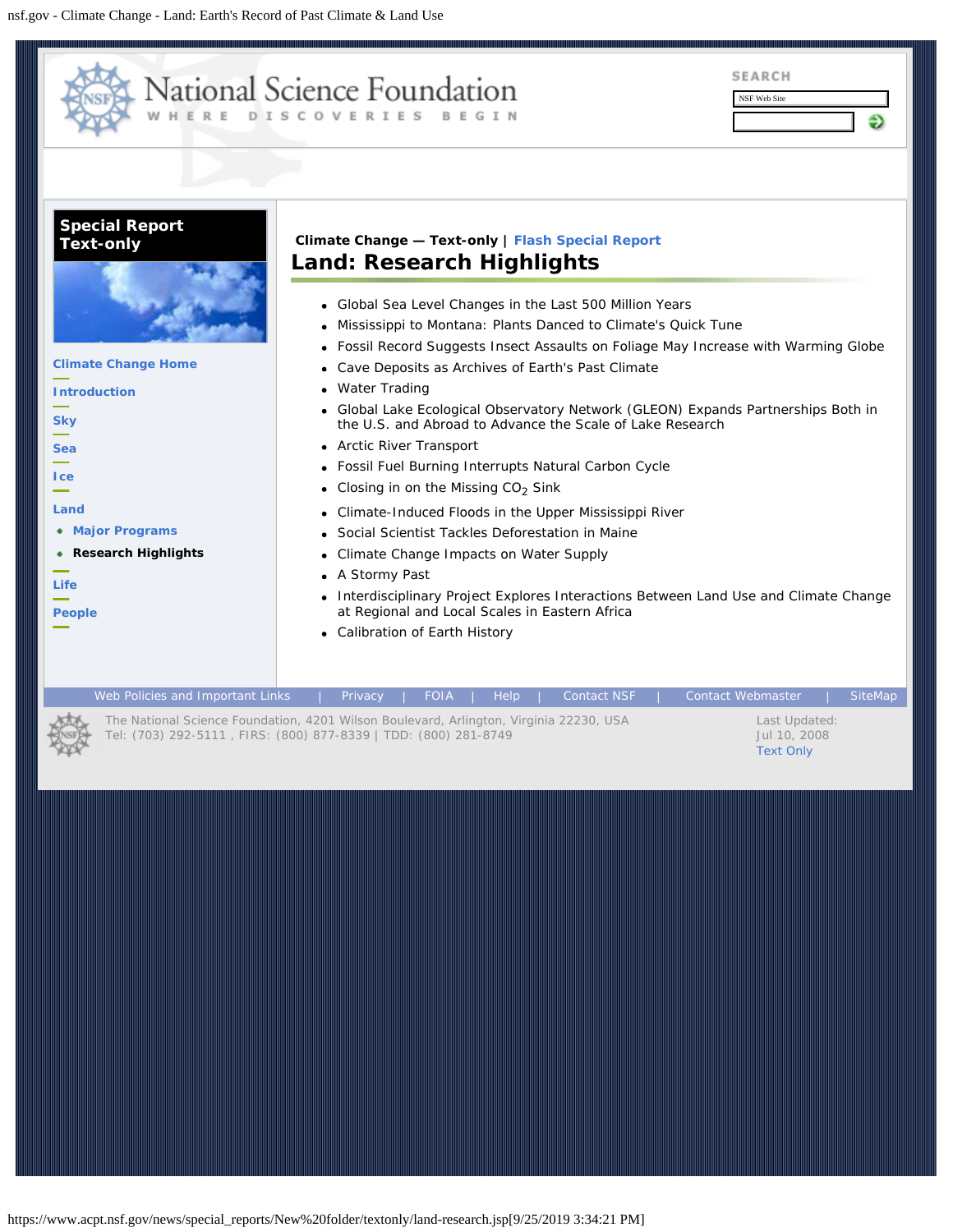National Science Foundation

WHERE DISCOVERIES BEGIN

SEARCH

NSF Web Site

**Special Report Text-only**

- Climate Change Home
- Introduction
- Sky
- Sea
- Ice
- Land
  - Major Programs
  - **Research Highlights**
- Life
- People

**Climate Change — Text-only** | Flash Special Report

# Land: Research Highlights

- Global Sea Level Changes in the Last 500 Million Years
- Mississippi to Montana: Plants Danced to Climate's Quick Tune
- Fossil Record Suggests Insect Assaults on Foliage May Increase with Warming Globe
- Cave Deposits as Archives of Earth's Past Climate
- Water Trading
- Global Lake Ecological Observatory Network (GLEON) Expands Partnerships Both in the U.S. and Abroad to Advance the Scale of Lake Research
- Arctic River Transport
- Fossil Fuel Burning Interrupts Natural Carbon Cycle
- Closing in on the Missing $CO_2$ Sink
- Climate-Induced Floods in the Upper Mississippi River
- Social Scientist Tackles Deforestation in Maine
- Climate Change Impacts on Water Supply
- A Stormy Past
- Interdisciplinary Project Explores Interactions Between Land Use and Climate Change at Regional and Local Scales in Eastern Africa
- Calibration of Earth History

Web Policies and Important Links | Privacy | FOIA | Help | Contact NSF | Contact Webmaster | SiteMap

The National Science Foundation, 4201 Wilson Boulevard, Arlington, Virginia 22230, USA
Tel: (703) 292-5111 , FIRS: (800) 877-8339 | TDD: (800) 281-8749

Last Updated:
Jul 10, 2008
Text Only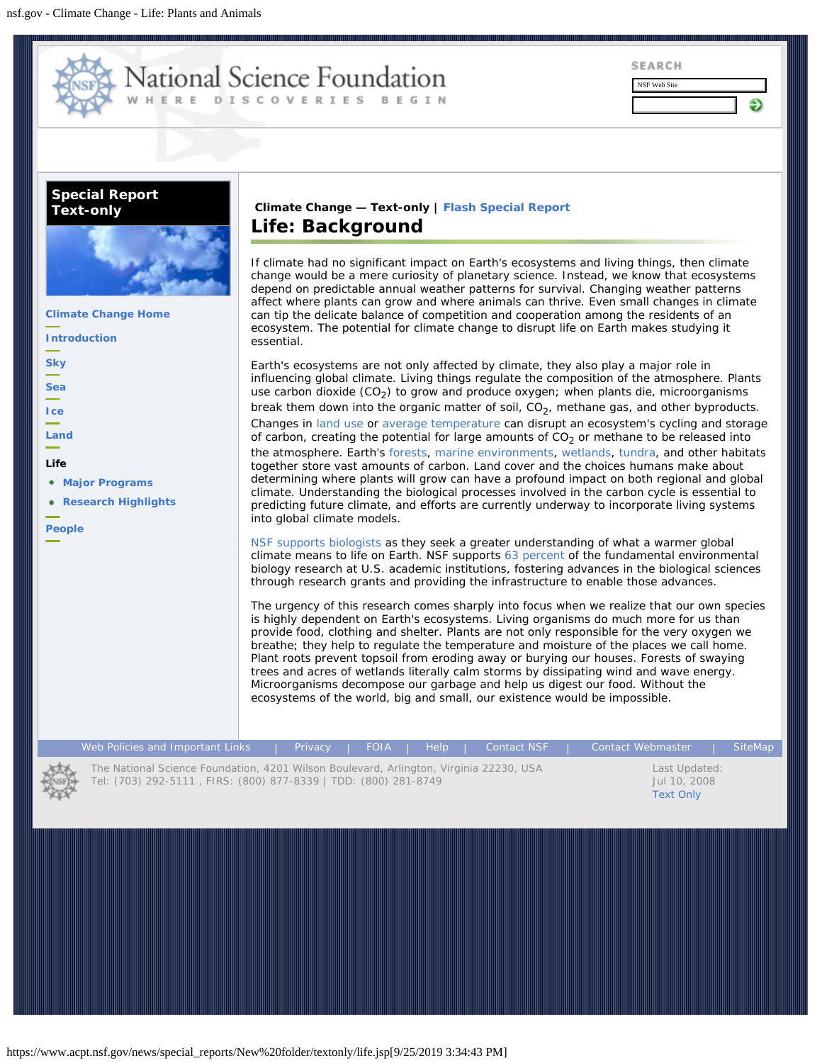**Special Report Text-only**

- Climate Change Home
- Introduction
- Sky
- Sea
- Ice
- Land
- Life
  - Major Programs
  - Research Highlights
- People

**Climate Change — Text-only** | Flash Special Report

# Life: Background

If climate had no significant impact on Earth's ecosystems and living things, then climate change would be a mere curiosity of planetary science. Instead, we know that ecosystems depend on predictable annual weather patterns for survival. Changing weather patterns affect where plants can grow and where animals can thrive. Even small changes in climate can tip the delicate balance of competition and cooperation among the residents of an ecosystem. The potential for climate change to disrupt life on Earth makes studying it essential.

Earth's ecosystems are not only affected by climate, they also play a major role in influencing global climate. Living things regulate the composition of the atmosphere. Plants use carbon dioxide ($CO_2$) to grow and produce oxygen; when plants die, microorganisms break them down into the organic matter of soil, $CO_2$, methane gas, and other byproducts. Changes in land use or average temperature can disrupt an ecosystem's cycling and storage of carbon, creating the potential for large amounts of $CO_2$ or methane to be released into the atmosphere. Earth's forests, marine environments, wetlands, tundra, and other habitats together store vast amounts of carbon. Land cover and the choices humans make about determining where plants will grow can have a profound impact on both regional and global climate. Understanding the biological processes involved in the carbon cycle is essential to predicting future climate, and efforts are currently underway to incorporate living systems into global climate models.

NSF supports biologists as they seek a greater understanding of what a warmer global climate means to life on Earth. NSF supports 63 percent of the fundamental environmental biology research at U.S. academic institutions, fostering advances in the biological sciences through research grants and providing the infrastructure to enable those advances.

The urgency of this research comes sharply into focus when we realize that our own species is highly dependent on Earth's ecosystems. Living organisms do much more for us than provide food, clothing and shelter. Plants are not only responsible for the very oxygen we breathe; they help to regulate the temperature and moisture of the places we call home. Plant roots prevent topsoil from eroding away or burying our houses. Forests of swaying trees and acres of wetlands literally calm storms by dissipating wind and wave energy. Microorganisms decompose our garbage and help us digest our food. Without the ecosystems of the world, big and small, our existence would be impossible.

Web Policies and Important Links | Privacy | FOIA | Help | Contact NSF | Contact Webmaster | SiteMap

The National Science Foundation, 4201 Wilson Boulevard, Arlington, Virginia 22230, USA
Tel: (703) 292-5111 , FIRS: (800) 877-8339 | TDD: (800) 281-8749

Last Updated: Jul 10, 2008
Text Only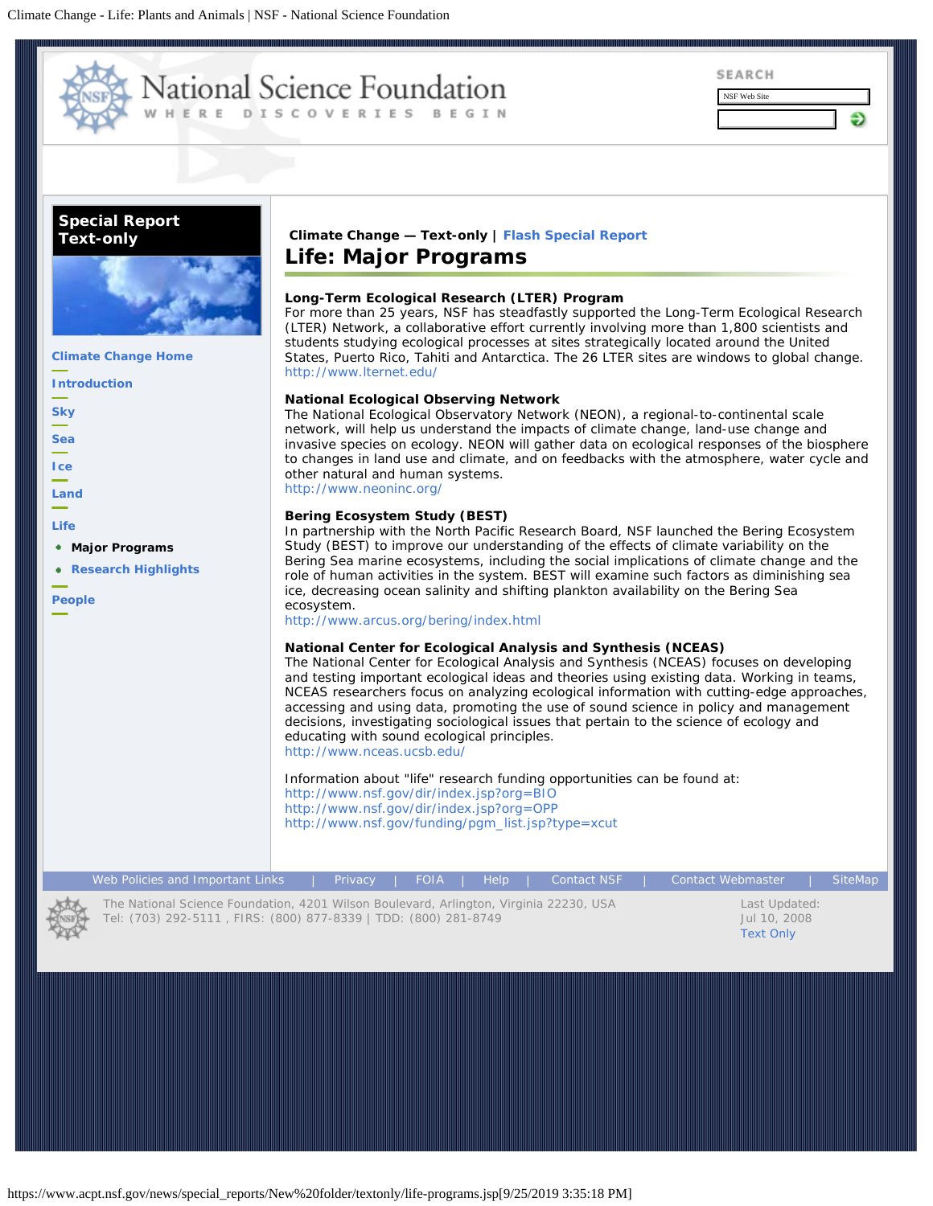Climate Change — Text-only | Flash Special Report

# Life: Major Programs

### Long-Term Ecological Research (LTER) Program

For more than 25 years, NSF has steadfastly supported the Long-Term Ecological Research (LTER) Network, a collaborative effort currently involving more than 1,800 scientists and students studying ecological processes at sites strategically located around the United States, Puerto Rico, Tahiti and Antarctica. The 26 LTER sites are windows to global change.
http://www.lternet.edu/

### National Ecological Observing Network

The National Ecological Observatory Network (NEON), a regional-to-continental scale network, will help us understand the impacts of climate change, land-use change and invasive species on ecology. NEON will gather data on ecological responses of the biosphere to changes in land use and climate, and on feedbacks with the atmosphere, water cycle and other natural and human systems.
http://www.neoninc.org/

### Bering Ecosystem Study (BEST)

In partnership with the North Pacific Research Board, NSF launched the Bering Ecosystem Study (BEST) to improve our understanding of the effects of climate variability on the Bering Sea marine ecosystems, including the social implications of climate change and the role of human activities in the system. BEST will examine such factors as diminishing sea ice, decreasing ocean salinity and shifting plankton availability on the Bering Sea ecosystem.
http://www.arcus.org/bering/index.html

### National Center for Ecological Analysis and Synthesis (NCEAS)

The National Center for Ecological Analysis and Synthesis (NCEAS) focuses on developing and testing important ecological ideas and theories using existing data. Working in teams, NCEAS researchers focus on analyzing ecological information with cutting-edge approaches, accessing and using data, promoting the use of sound science in policy and management decisions, investigating sociological issues that pertain to the science of ecology and educating with sound ecological principles.
http://www.nceas.ucsb.edu/

Information about "life" research funding opportunities can be found at:
http://www.nsf.gov/dir/index.jsp?org=BIO
http://www.nsf.gov/dir/index.jsp?org=OPP
http://www.nsf.gov/funding/pgm_list.jsp?type=xcut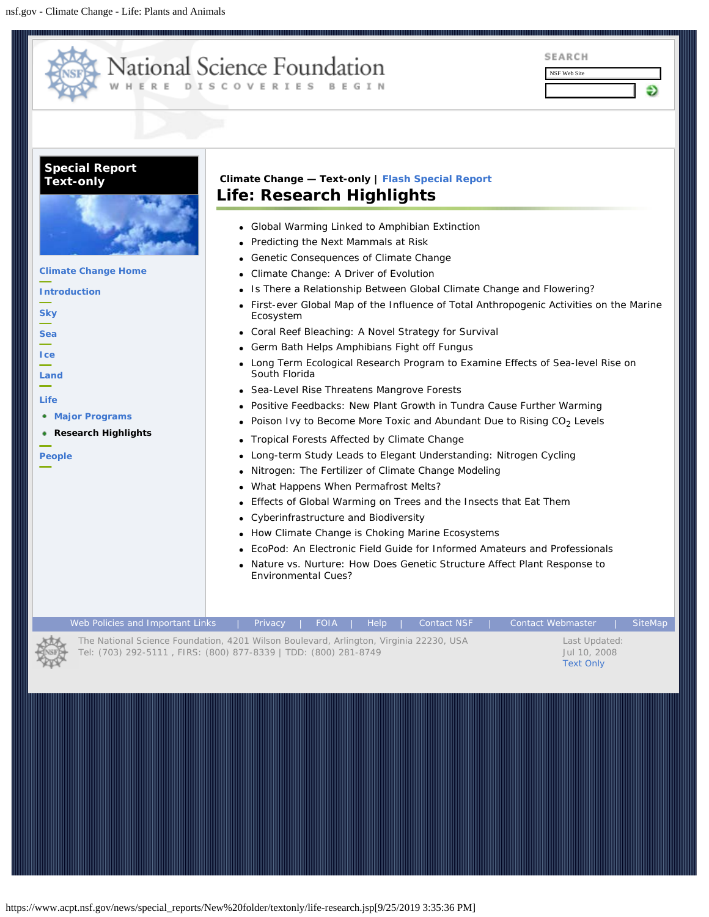National Science Foundation
WHERE DISCOVERIES BEGIN

SEARCH
NSF Web Site

**Special Report Text-only**

**Climate Change Home**

**Introduction**

**Sky**

**Sea**

**Ice**

**Land**

**Life**

- **Major Programs**
- **Research Highlights**

**People**

**Climate Change — Text-only** | **Flash Special Report**

# Life: Research Highlights

- Global Warming Linked to Amphibian Extinction
- Predicting the Next Mammals at Risk
- Genetic Consequences of Climate Change
- Climate Change: A Driver of Evolution
- Is There a Relationship Between Global Climate Change and Flowering?
- First-ever Global Map of the Influence of Total Anthropogenic Activities on the Marine Ecosystem
- Coral Reef Bleaching: A Novel Strategy for Survival
- Germ Bath Helps Amphibians Fight off Fungus
- Long Term Ecological Research Program to Examine Effects of Sea-level Rise on South Florida
- Sea-Level Rise Threatens Mangrove Forests
- Positive Feedbacks: New Plant Growth in Tundra Cause Further Warming
- Poison Ivy to Become More Toxic and Abundant Due to Rising $CO_2$ Levels
- Tropical Forests Affected by Climate Change
- Long-term Study Leads to Elegant Understanding: Nitrogen Cycling
- Nitrogen: The Fertilizer of Climate Change Modeling
- What Happens When Permafrost Melts?
- Effects of Global Warming on Trees and the Insects that Eat Them
- Cyberinfrastructure and Biodiversity
- How Climate Change is Choking Marine Ecosystems
- EcoPod: An Electronic Field Guide for Informed Amateurs and Professionals
- Nature vs. Nurture: How Does Genetic Structure Affect Plant Response to Environmental Cues?

Web Policies and Important Links | Privacy | FOIA | Help | Contact NSF | Contact Webmaster | SiteMap

The National Science Foundation, 4201 Wilson Boulevard, Arlington, Virginia 22230, USA
Tel: (703) 292-5111 , FIRS: (800) 877-8339 | TDD: (800) 281-8749

Last Updated:
Jul 10, 2008
Text Only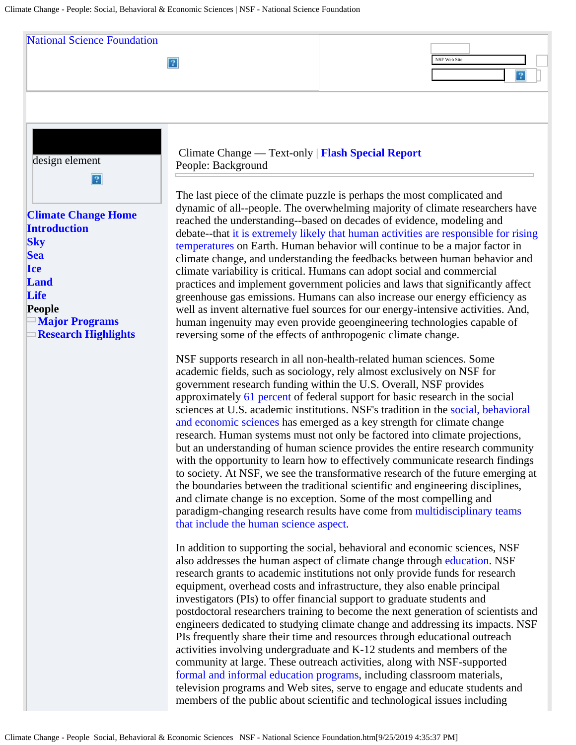National Science Foundation

NSF Web Site

design element

**Climate Change Home**
**Introduction**
**Sky**
**Sea**
**Ice**
**Land**
**Life**
**People**
- **Major Programs**
- **Research Highlights**

Climate Change — Text-only | **Flash Special Report**
People: Background

The last piece of the climate puzzle is perhaps the most complicated and dynamic of all--people. The overwhelming majority of climate researchers have reached the understanding--based on decades of evidence, modeling and debate--that it is extremely likely that human activities are responsible for rising temperatures on Earth. Human behavior will continue to be a major factor in climate change, and understanding the feedbacks between human behavior and climate variability is critical. Humans can adopt social and commercial practices and implement government policies and laws that significantly affect greenhouse gas emissions. Humans can also increase our energy efficiency as well as invent alternative fuel sources for our energy-intensive activities. And, human ingenuity may even provide geoengineering technologies capable of reversing some of the effects of anthropogenic climate change.

NSF supports research in all non-health-related human sciences. Some academic fields, such as sociology, rely almost exclusively on NSF for government research funding within the U.S. Overall, NSF provides approximately 61 percent of federal support for basic research in the social sciences at U.S. academic institutions. NSF's tradition in the social, behavioral and economic sciences has emerged as a key strength for climate change research. Human systems must not only be factored into climate projections, but an understanding of human science provides the entire research community with the opportunity to learn how to effectively communicate research findings to society. At NSF, we see the transformative research of the future emerging at the boundaries between the traditional scientific and engineering disciplines, and climate change is no exception. Some of the most compelling and paradigm-changing research results have come from multidisciplinary teams that include the human science aspect.

In addition to supporting the social, behavioral and economic sciences, NSF also addresses the human aspect of climate change through education. NSF research grants to academic institutions not only provide funds for research equipment, overhead costs and infrastructure, they also enable principal investigators (PIs) to offer financial support to graduate students and postdoctoral researchers training to become the next generation of scientists and engineers dedicated to studying climate change and addressing its impacts. NSF PIs frequently share their time and resources through educational outreach activities involving undergraduate and K-12 students and members of the community at large. These outreach activities, along with NSF-supported formal and informal education programs, including classroom materials, television programs and Web sites, serve to engage and educate students and members of the public about scientific and technological issues including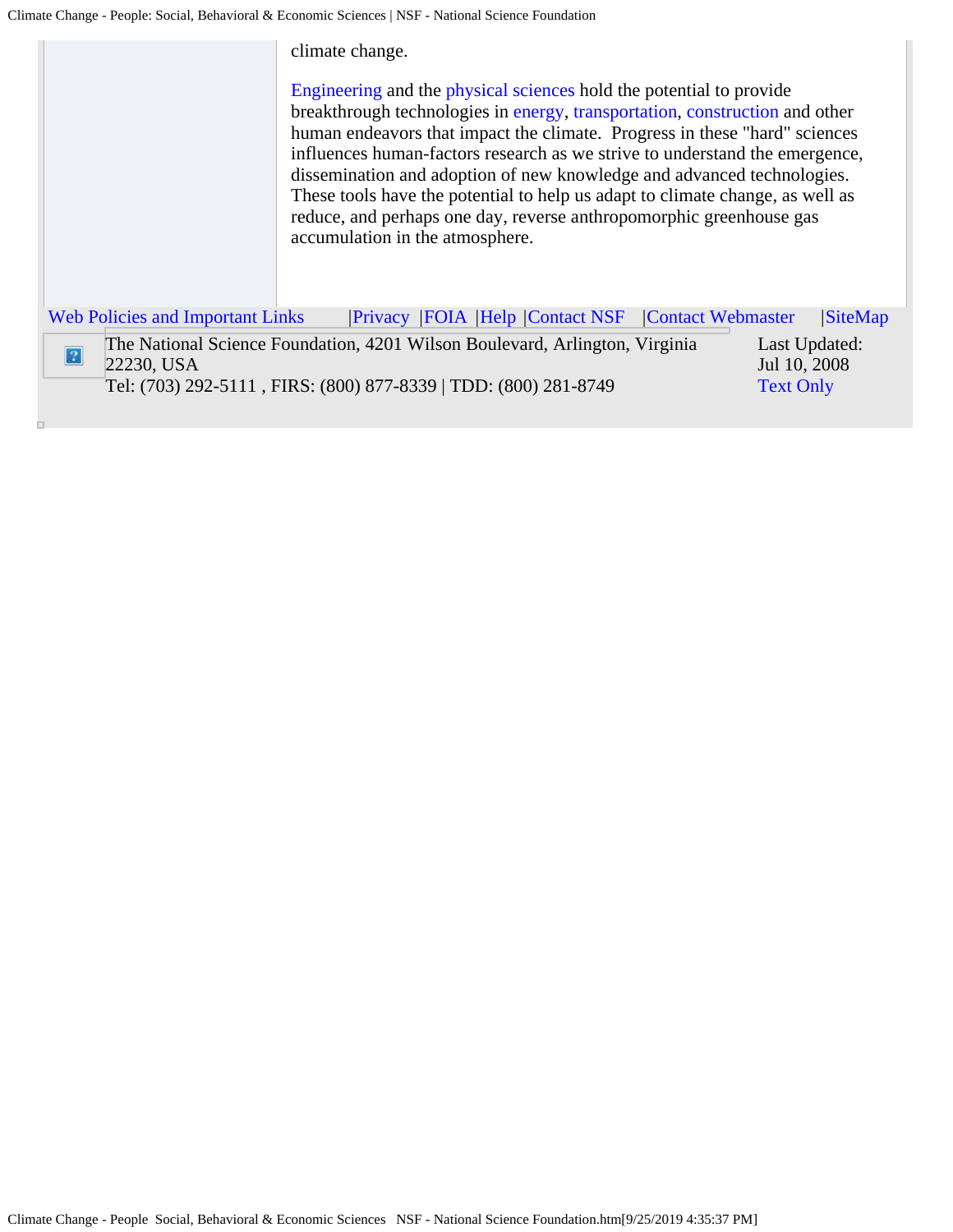climate change.

Engineering and the physical sciences hold the potential to provide breakthrough technologies in energy, transportation, construction and other human endeavors that impact the climate. Progress in these "hard" sciences influences human-factors research as we strive to understand the emergence, dissemination and adoption of new knowledge and advanced technologies. These tools have the potential to help us adapt to climate change, as well as reduce, and perhaps one day, reverse anthropomorphic greenhouse gas accumulation in the atmosphere.

Web Policies and Important Links | Privacy | FOIA | Help | Contact NSF | Contact Webmaster | SiteMap

The National Science Foundation, 4201 Wilson Boulevard, Arlington, Virginia 22230, USA
Tel: (703) 292-5111 , FIRS: (800) 877-8339 | TDD: (800) 281-8749

Last Updated:
Jul 10, 2008
Text Only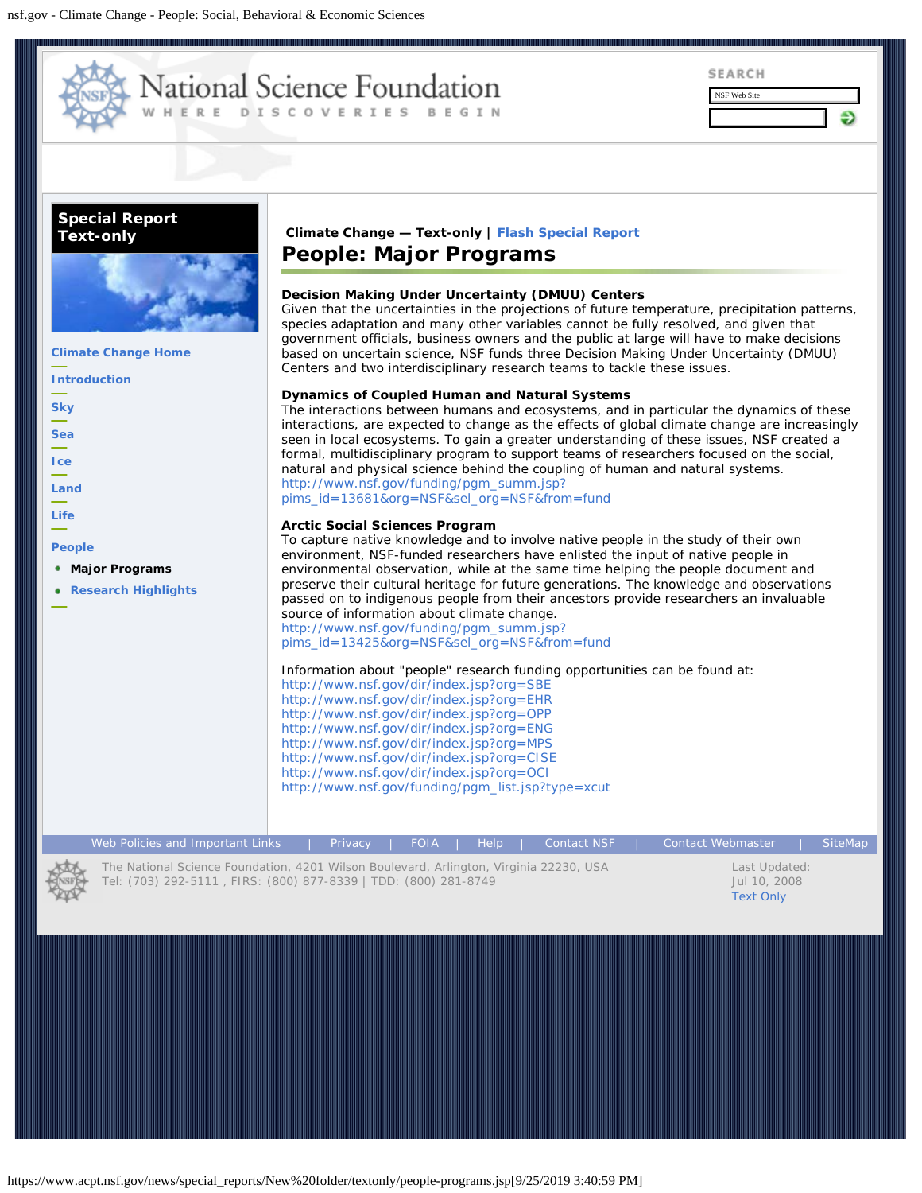Climate Change — Text-only | Flash Special Report

# People: Major Programs

### Decision Making Under Uncertainty (DMUU) Centers

Given that the uncertainties in the projections of future temperature, precipitation patterns, species adaptation and many other variables cannot be fully resolved, and given that government officials, business owners and the public at large will have to make decisions based on uncertain science, NSF funds three Decision Making Under Uncertainty (DMUU) Centers and two interdisciplinary research teams to tackle these issues.

### Dynamics of Coupled Human and Natural Systems

The interactions between humans and ecosystems, and in particular the dynamics of these interactions, are expected to change as the effects of global climate change are increasingly seen in local ecosystems. To gain a greater understanding of these issues, NSF created a formal, multidisciplinary program to support teams of researchers focused on the social, natural and physical science behind the coupling of human and natural systems.
http://www.nsf.gov/funding/pgm_summ.jsp?pims_id=13681&org=NSF&sel_org=NSF&from=fund

### Arctic Social Sciences Program

To capture native knowledge and to involve native people in the study of their own environment, NSF-funded researchers have enlisted the input of native people in environmental observation, while at the same time helping the people document and preserve their cultural heritage for future generations. The knowledge and observations passed on to indigenous people from their ancestors provide researchers an invaluable source of information about climate change.
http://www.nsf.gov/funding/pgm_summ.jsp?pims_id=13425&org=NSF&sel_org=NSF&from=fund

Information about "people" research funding opportunities can be found at:
http://www.nsf.gov/dir/index.jsp?org=SBE
http://www.nsf.gov/dir/index.jsp?org=EHR
http://www.nsf.gov/dir/index.jsp?org=OPP
http://www.nsf.gov/dir/index.jsp?org=ENG
http://www.nsf.gov/dir/index.jsp?org=MPS
http://www.nsf.gov/dir/index.jsp?org=CISE
http://www.nsf.gov/dir/index.jsp?org=OCI
http://www.nsf.gov/funding/pgm_list.jsp?type=xcut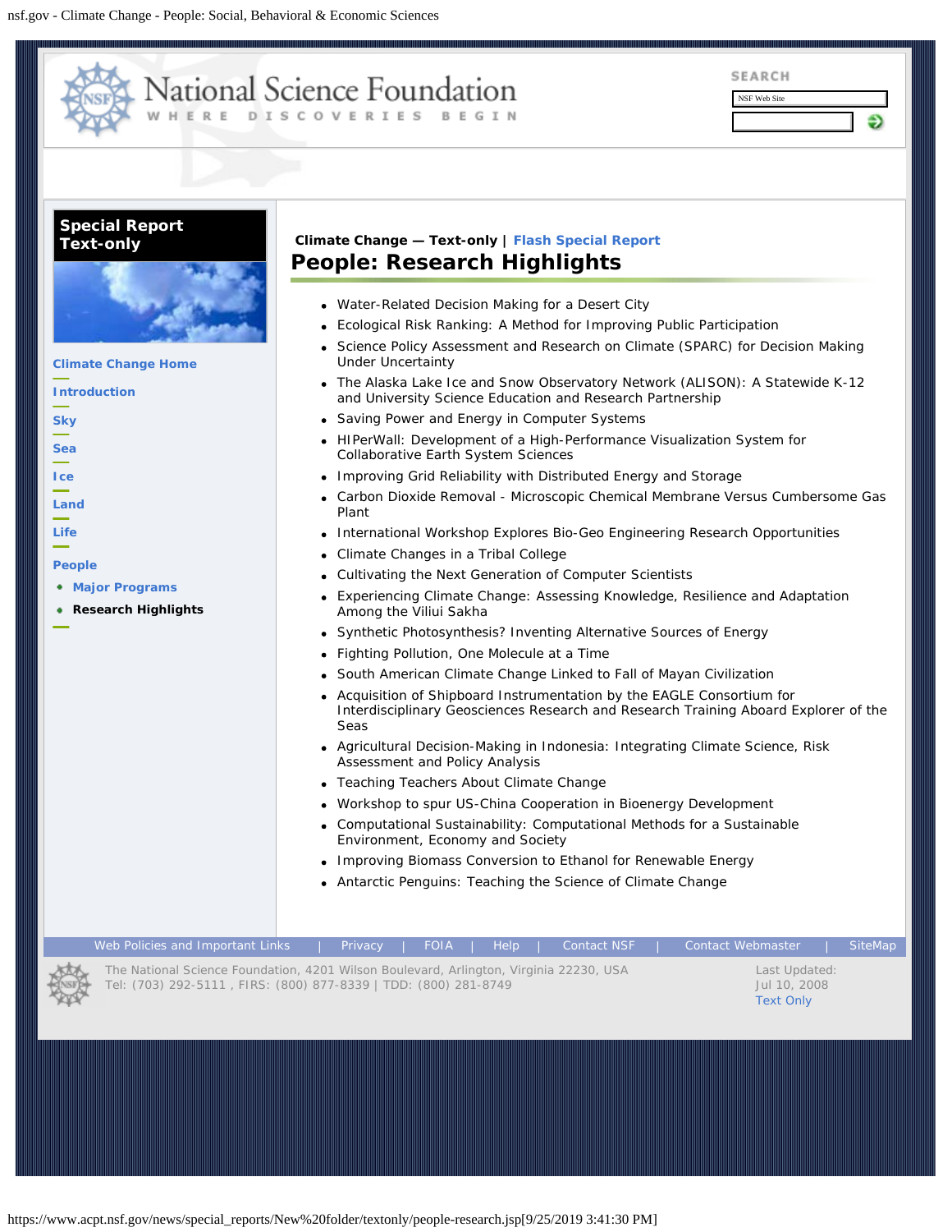National Science Foundation

WHERE DISCOVERIES BEGIN

SEARCH

NSF Web Site

**Special Report Text-only**

Climate Change Home

Introduction

Sky

Sea

Ice

Land

Life

People

- Major Programs
- **Research Highlights**

**Climate Change — Text-only |** Flash Special Report

# People: Research Highlights

- Water-Related Decision Making for a Desert City
- Ecological Risk Ranking: A Method for Improving Public Participation
- Science Policy Assessment and Research on Climate (SPARC) for Decision Making Under Uncertainty
- The Alaska Lake Ice and Snow Observatory Network (ALISON): A Statewide K-12 and University Science Education and Research Partnership
- Saving Power and Energy in Computer Systems
- HIPerWall: Development of a High-Performance Visualization System for Collaborative Earth System Sciences
- Improving Grid Reliability with Distributed Energy and Storage
- Carbon Dioxide Removal - Microscopic Chemical Membrane Versus Cumbersome Gas Plant
- International Workshop Explores Bio-Geo Engineering Research Opportunities
- Climate Changes in a Tribal College
- Cultivating the Next Generation of Computer Scientists
- Experiencing Climate Change: Assessing Knowledge, Resilience and Adaptation Among the Viliui Sakha
- Synthetic Photosynthesis? Inventing Alternative Sources of Energy
- Fighting Pollution, One Molecule at a Time
- South American Climate Change Linked to Fall of Mayan Civilization
- Acquisition of Shipboard Instrumentation by the EAGLE Consortium for Interdisciplinary Geosciences Research and Research Training Aboard Explorer of the Seas
- Agricultural Decision-Making in Indonesia: Integrating Climate Science, Risk Assessment and Policy Analysis
- Teaching Teachers About Climate Change
- Workshop to spur US-China Cooperation in Bioenergy Development
- Computational Sustainability: Computational Methods for a Sustainable Environment, Economy and Society
- Improving Biomass Conversion to Ethanol for Renewable Energy
- Antarctic Penguins: Teaching the Science of Climate Change

Web Policies and Important Links | Privacy | FOIA | Help | Contact NSF | Contact Webmaster | SiteMap

The National Science Foundation, 4201 Wilson Boulevard, Arlington, Virginia 22230, USA
Tel: (703) 292-5111 , FIRS: (800) 877-8339 | TDD: (800) 281-8749

Last Updated:
Jul 10, 2008
Text Only